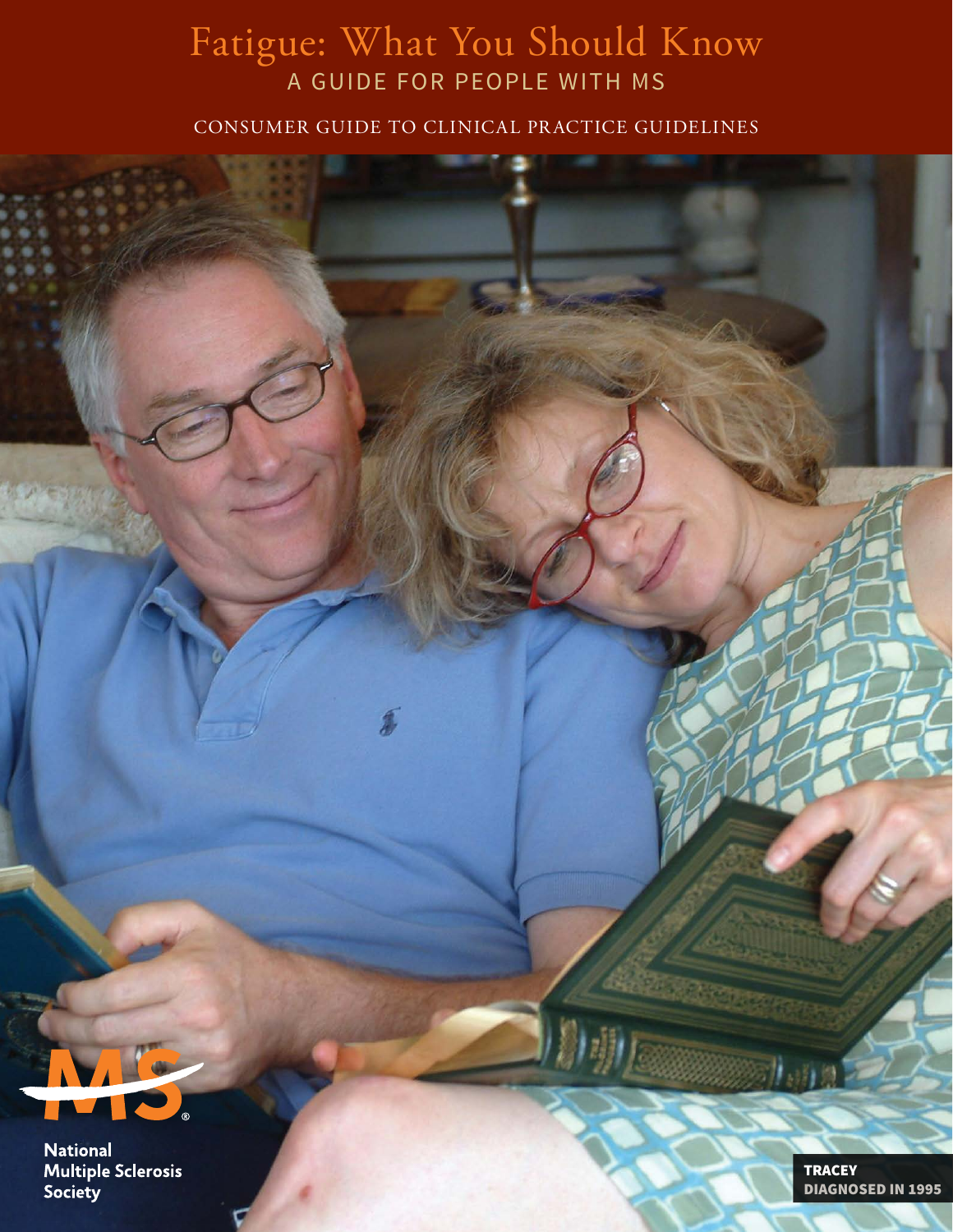# Fatigue: What You Should Know

## A GUIDE FOR PEOPLE WITH MS

CONSUMER GUIDE TO CLINICAL PRACTICE GUIDELINES

National Multiple Sclerosis Society

**TRACEY**
**DIAGNOSED IN 1995**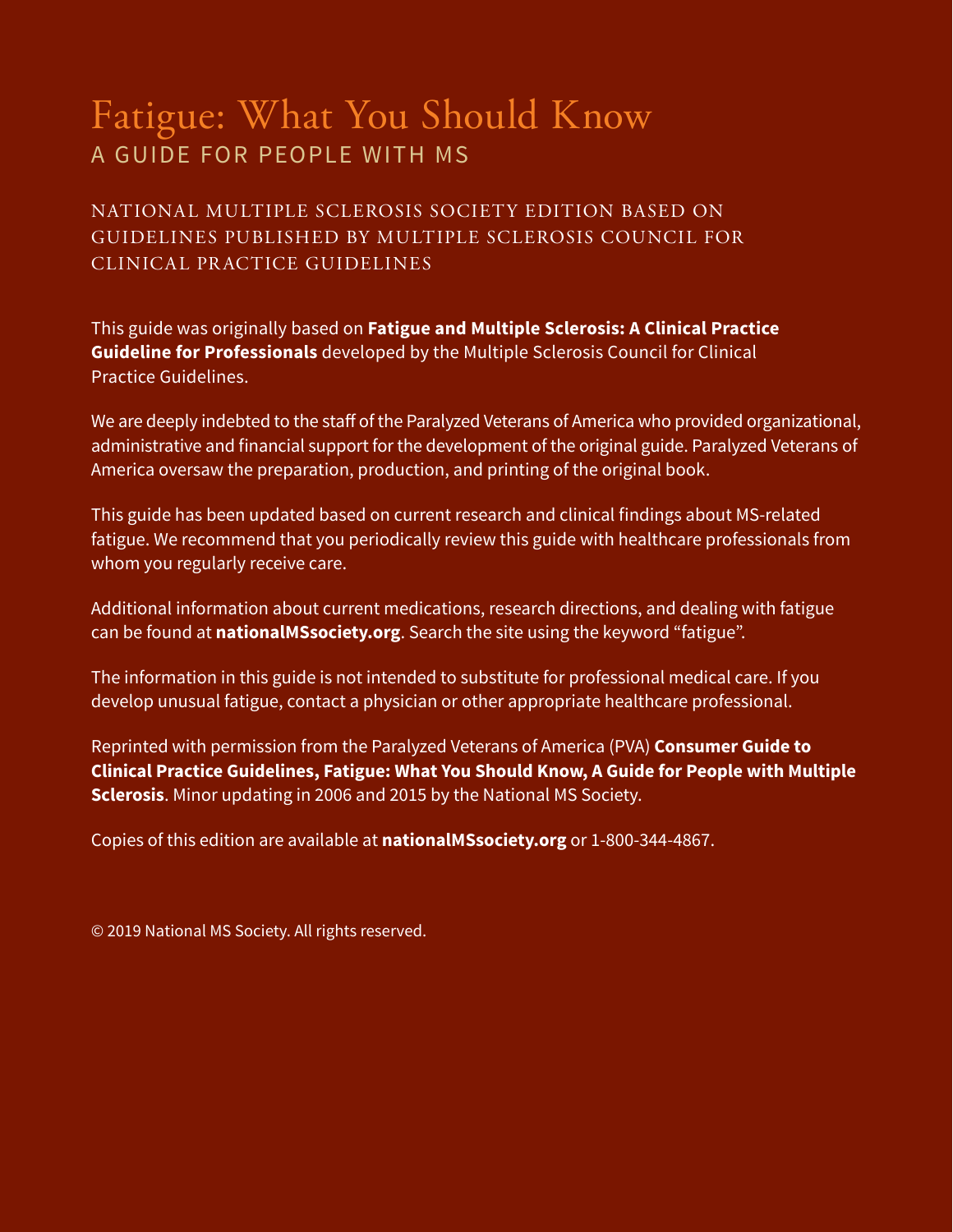# Fatigue: What You Should Know

## A GUIDE FOR PEOPLE WITH MS

NATIONAL MULTIPLE SCLEROSIS SOCIETY EDITION BASED ON GUIDELINES PUBLISHED BY MULTIPLE SCLEROSIS COUNCIL FOR CLINICAL PRACTICE GUIDELINES

This guide was originally based on **Fatigue and Multiple Sclerosis: A Clinical Practice Guideline for Professionals** developed by the Multiple Sclerosis Council for Clinical Practice Guidelines.

We are deeply indebted to the staff of the Paralyzed Veterans of America who provided organizational, administrative and financial support for the development of the original guide. Paralyzed Veterans of America oversaw the preparation, production, and printing of the original book.

This guide has been updated based on current research and clinical findings about MS-related fatigue. We recommend that you periodically review this guide with healthcare professionals from whom you regularly receive care.

Additional information about current medications, research directions, and dealing with fatigue can be found at **nationalMSsociety.org**. Search the site using the keyword "fatigue".

The information in this guide is not intended to substitute for professional medical care. If you develop unusual fatigue, contact a physician or other appropriate healthcare professional.

Reprinted with permission from the Paralyzed Veterans of America (PVA) **Consumer Guide to Clinical Practice Guidelines, Fatigue: What You Should Know, A Guide for People with Multiple Sclerosis**. Minor updating in 2006 and 2015 by the National MS Society.

Copies of this edition are available at **nationalMSsociety.org** or 1-800-344-4867.

© 2019 National MS Society. All rights reserved.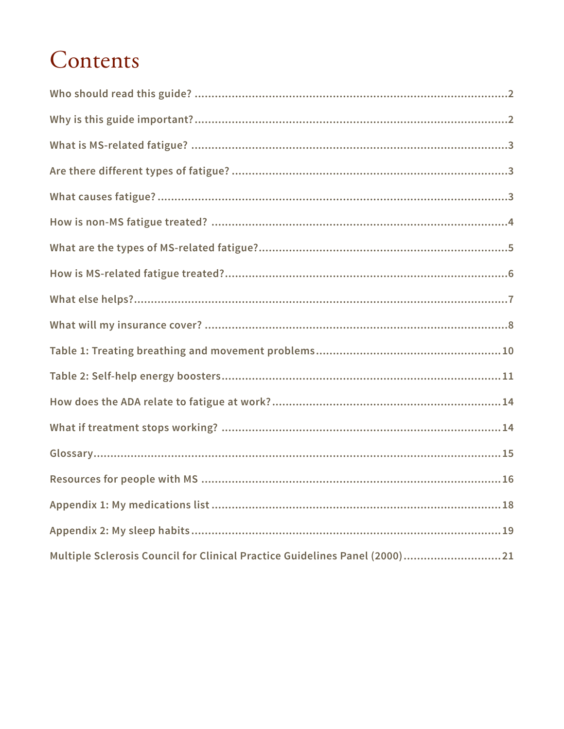# Contents

Who should read this guide? .....2

Why is this guide important? .....2

What is MS-related fatigue? .....3

Are there different types of fatigue? .....3

What causes fatigue? .....3

How is non-MS fatigue treated? .....4

What are the types of MS-related fatigue? .....5

How is MS-related fatigue treated? .....6

What else helps? .....7

What will my insurance cover? .....8

Table 1: Treating breathing and movement problems .....10

Table 2: Self-help energy boosters .....11

How does the ADA relate to fatigue at work? .....14

What if treatment stops working? .....14

Glossary .....15

Resources for people with MS .....16

Appendix 1: My medications list .....18

Appendix 2: My sleep habits .....19

Multiple Sclerosis Council for Clinical Practice Guidelines Panel (2000) .....21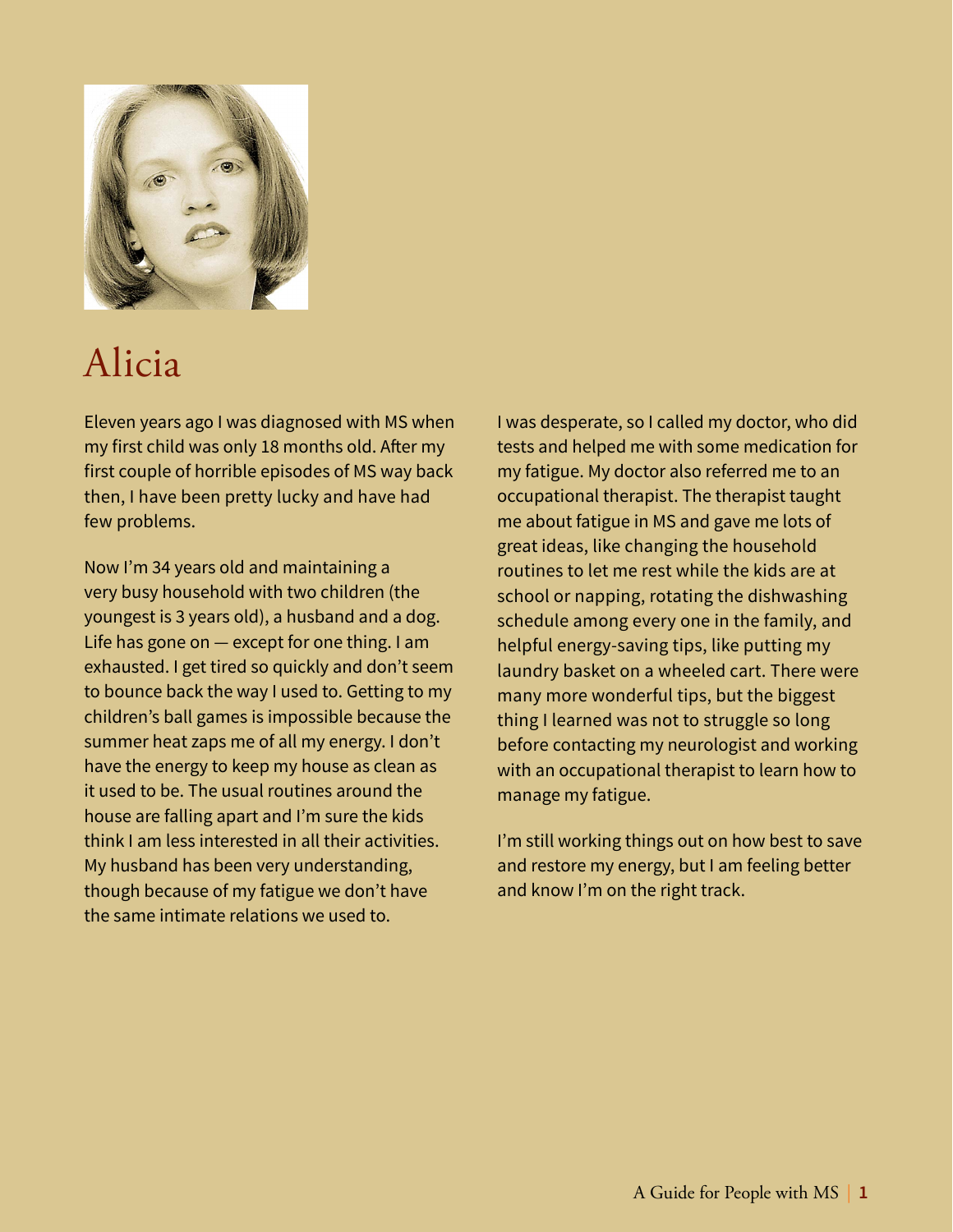# Alicia

Eleven years ago I was diagnosed with MS when my first child was only 18 months old. After my first couple of horrible episodes of MS way back then, I have been pretty lucky and have had few problems.

Now I'm 34 years old and maintaining a very busy household with two children (the youngest is 3 years old), a husband and a dog. Life has gone on — except for one thing. I am exhausted. I get tired so quickly and don't seem to bounce back the way I used to. Getting to my children's ball games is impossible because the summer heat zaps me of all my energy. I don't have the energy to keep my house as clean as it used to be. The usual routines around the house are falling apart and I'm sure the kids think I am less interested in all their activities. My husband has been very understanding, though because of my fatigue we don't have the same intimate relations we used to.

I was desperate, so I called my doctor, who did tests and helped me with some medication for my fatigue. My doctor also referred me to an occupational therapist. The therapist taught me about fatigue in MS and gave me lots of great ideas, like changing the household routines to let me rest while the kids are at school or napping, rotating the dishwashing schedule among every one in the family, and helpful energy-saving tips, like putting my laundry basket on a wheeled cart. There were many more wonderful tips, but the biggest thing I learned was not to struggle so long before contacting my neurologist and working with an occupational therapist to learn how to manage my fatigue.

I'm still working things out on how best to save and restore my energy, but I am feeling better and know I'm on the right track.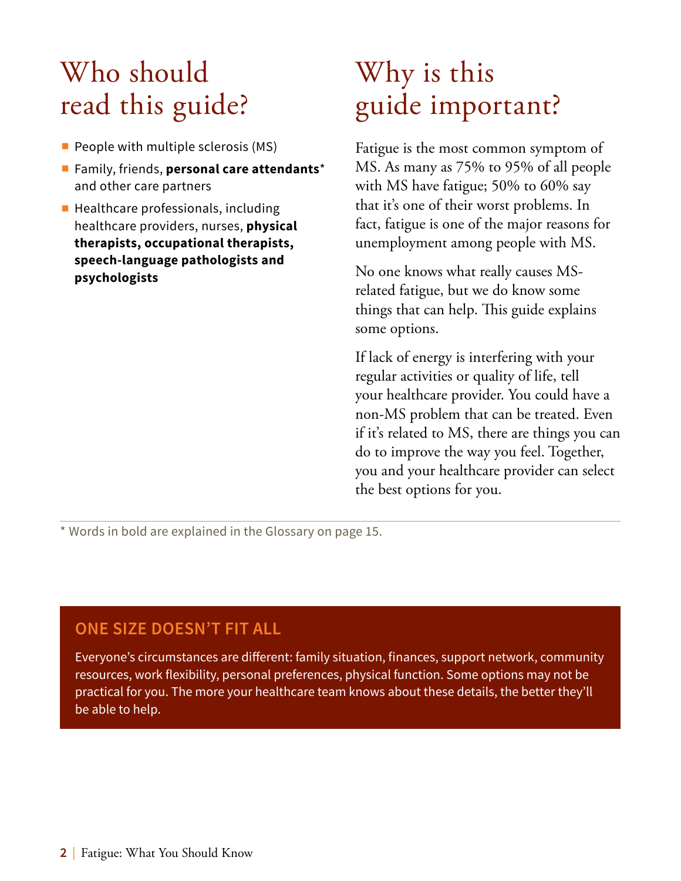# Who should read this guide?

- People with multiple sclerosis (MS)
- Family, friends, **personal care attendants*** and other care partners
- Healthcare professionals, including healthcare providers, nurses, **physical therapists, occupational therapists, speech-language pathologists and psychologists**

# Why is this guide important?

Fatigue is the most common symptom of MS. As many as 75% to 95% of all people with MS have fatigue; 50% to 60% say that it's one of their worst problems. In fact, fatigue is one of the major reasons for unemployment among people with MS.

No one knows what really causes MS-related fatigue, but we do know some things that can help. This guide explains some options.

If lack of energy is interfering with your regular activities or quality of life, tell your healthcare provider. You could have a non-MS problem that can be treated. Even if it's related to MS, there are things you can do to improve the way you feel. Together, you and your healthcare provider can select the best options for you.

\* Words in bold are explained in the Glossary on page 15.

## ONE SIZE DOESN'T FIT ALL

Everyone's circumstances are different: family situation, finances, support network, community resources, work flexibility, personal preferences, physical function. Some options may not be practical for you. The more your healthcare team knows about these details, the better they'll be able to help.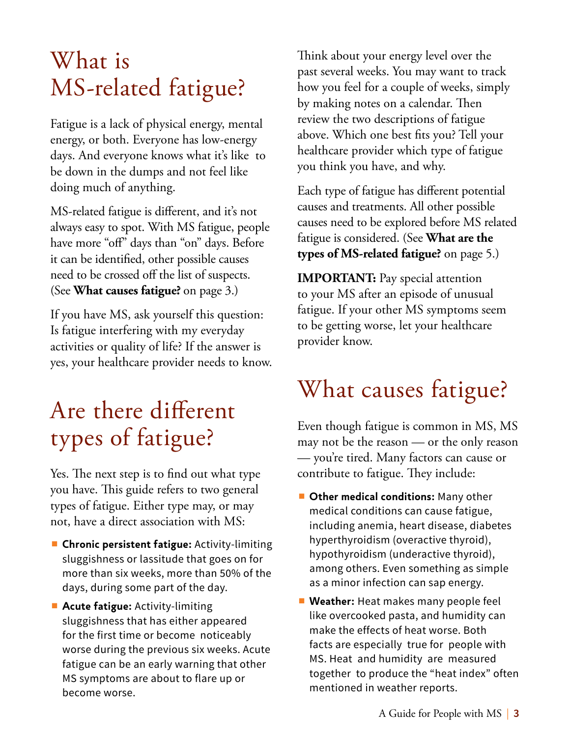# What is MS-related fatigue?

Fatigue is a lack of physical energy, mental energy, or both. Everyone has low-energy days. And everyone knows what it's like to be down in the dumps and not feel like doing much of anything.

MS-related fatigue is different, and it's not always easy to spot. With MS fatigue, people have more "off" days than "on" days. Before it can be identified, other possible causes need to be crossed off the list of suspects. (See **What causes fatigue?** on page 3.)

If you have MS, ask yourself this question: Is fatigue interfering with my everyday activities or quality of life? If the answer is yes, your healthcare provider needs to know.

# Are there different types of fatigue?

Yes. The next step is to find out what type you have. This guide refers to two general types of fatigue. Either type may, or may not, have a direct association with MS:

- **Chronic persistent fatigue:** Activity-limiting sluggishness or lassitude that goes on for more than six weeks, more than 50% of the days, during some part of the day.
- **Acute fatigue:** Activity-limiting sluggishness that has either appeared for the first time or become noticeably worse during the previous six weeks. Acute fatigue can be an early warning that other MS symptoms are about to flare up or become worse.

Think about your energy level over the past several weeks. You may want to track how you feel for a couple of weeks, simply by making notes on a calendar. Then review the two descriptions of fatigue above. Which one best fits you? Tell your healthcare provider which type of fatigue you think you have, and why.

Each type of fatigue has different potential causes and treatments. All other possible causes need to be explored before MS related fatigue is considered. (See **What are the types of MS-related fatigue?** on page 5.)

**IMPORTANT:** Pay special attention to your MS after an episode of unusual fatigue. If your other MS symptoms seem to be getting worse, let your healthcare provider know.

# What causes fatigue?

Even though fatigue is common in MS, MS may not be the reason — or the only reason — you're tired. Many factors can cause or contribute to fatigue. They include:

- **Other medical conditions:** Many other medical conditions can cause fatigue, including anemia, heart disease, diabetes hyperthyroidism (overactive thyroid), hypothyroidism (underactive thyroid), among others. Even something as simple as a minor infection can sap energy.
- **Weather:** Heat makes many people feel like overcooked pasta, and humidity can make the effects of heat worse. Both facts are especially true for people with MS. Heat and humidity are measured together to produce the "heat index" often mentioned in weather reports.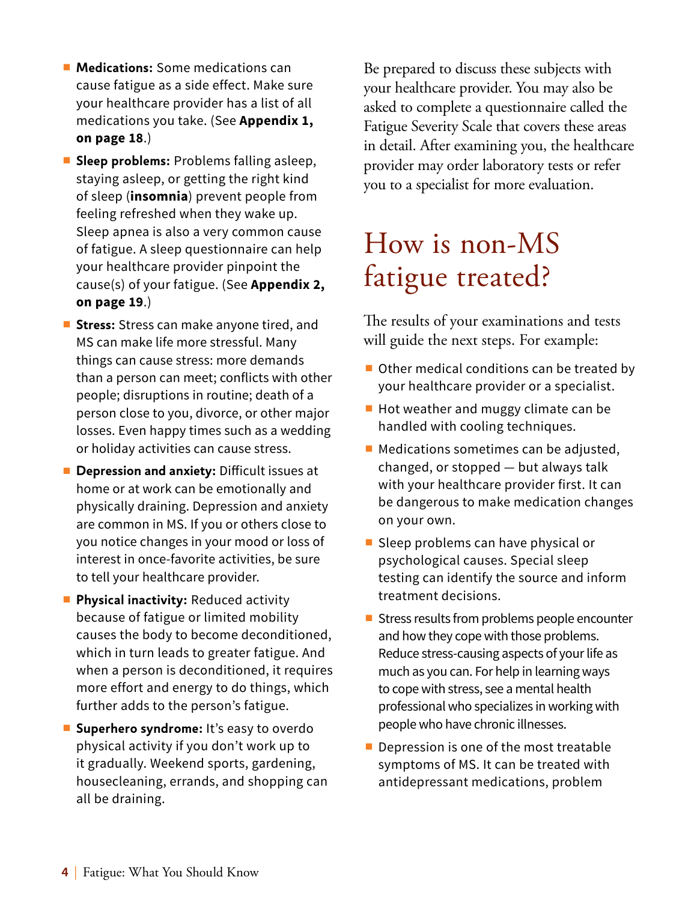- **Medications:** Some medications can cause fatigue as a side effect. Make sure your healthcare provider has a list of all medications you take. (See **Appendix 1, on page 18**.)
- **Sleep problems:** Problems falling asleep, staying asleep, or getting the right kind of sleep (**insomnia**) prevent people from feeling refreshed when they wake up. Sleep apnea is also a very common cause of fatigue. A sleep questionnaire can help your healthcare provider pinpoint the cause(s) of your fatigue. (See **Appendix 2, on page 19**.)
- **Stress:** Stress can make anyone tired, and MS can make life more stressful. Many things can cause stress: more demands than a person can meet; conflicts with other people; disruptions in routine; death of a person close to you, divorce, or other major losses. Even happy times such as a wedding or holiday activities can cause stress.
- **Depression and anxiety:** Difficult issues at home or at work can be emotionally and physically draining. Depression and anxiety are common in MS. If you or others close to you notice changes in your mood or loss of interest in once-favorite activities, be sure to tell your healthcare provider.
- **Physical inactivity:** Reduced activity because of fatigue or limited mobility causes the body to become deconditioned, which in turn leads to greater fatigue. And when a person is deconditioned, it requires more effort and energy to do things, which further adds to the person's fatigue.
- **Superhero syndrome:** It's easy to overdo physical activity if you don't work up to it gradually. Weekend sports, gardening, housecleaning, errands, and shopping can all be draining.

Be prepared to discuss these subjects with your healthcare provider. You may also be asked to complete a questionnaire called the Fatigue Severity Scale that covers these areas in detail. After examining you, the healthcare provider may order laboratory tests or refer you to a specialist for more evaluation.

# How is non-MS fatigue treated?

The results of your examinations and tests will guide the next steps. For example:

- Other medical conditions can be treated by your healthcare provider or a specialist.
- Hot weather and muggy climate can be handled with cooling techniques.
- Medications sometimes can be adjusted, changed, or stopped — but always talk with your healthcare provider first. It can be dangerous to make medication changes on your own.
- Sleep problems can have physical or psychological causes. Special sleep testing can identify the source and inform treatment decisions.
- Stress results from problems people encounter and how they cope with those problems. Reduce stress-causing aspects of your life as much as you can. For help in learning ways to cope with stress, see a mental health professional who specializes in working with people who have chronic illnesses.
- Depression is one of the most treatable symptoms of MS. It can be treated with antidepressant medications, problem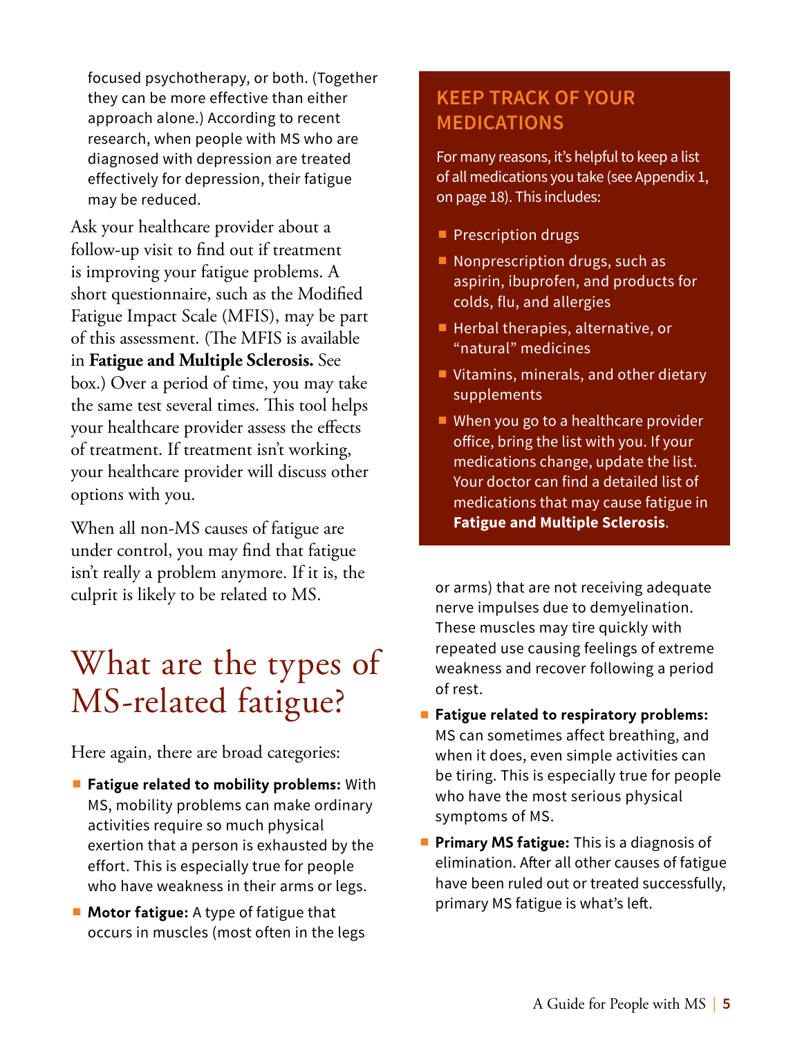focused psychotherapy, or both. (Together they can be more effective than either approach alone.) According to recent research, when people with MS who are diagnosed with depression are treated effectively for depression, their fatigue may be reduced.

Ask your healthcare provider about a follow-up visit to find out if treatment is improving your fatigue problems. A short questionnaire, such as the Modified Fatigue Impact Scale (MFIS), may be part of this assessment. (The MFIS is available in **Fatigue and Multiple Sclerosis.** See box.) Over a period of time, you may take the same test several times. This tool helps your healthcare provider assess the effects of treatment. If treatment isn't working, your healthcare provider will discuss other options with you.

When all non-MS causes of fatigue are under control, you may find that fatigue isn't really a problem anymore. If it is, the culprit is likely to be related to MS.

## KEEP TRACK OF YOUR MEDICATIONS

For many reasons, it's helpful to keep a list of all medications you take (see Appendix 1, on page 18). This includes:

- Prescription drugs
- Nonprescription drugs, such as aspirin, ibuprofen, and products for colds, flu, and allergies
- Herbal therapies, alternative, or "natural" medicines
- Vitamins, minerals, and other dietary supplements
- When you go to a healthcare provider office, bring the list with you. If your medications change, update the list. Your doctor can find a detailed list of medications that may cause fatigue in **Fatigue and Multiple Sclerosis**.

# What are the types of MS-related fatigue?

Here again, there are broad categories:

- **Fatigue related to mobility problems:** With MS, mobility problems can make ordinary activities require so much physical exertion that a person is exhausted by the effort. This is especially true for people who have weakness in their arms or legs.
- **Motor fatigue:** A type of fatigue that occurs in muscles (most often in the legs or arms) that are not receiving adequate nerve impulses due to demyelination. These muscles may tire quickly with repeated use causing feelings of extreme weakness and recover following a period of rest.
- **Fatigue related to respiratory problems:** MS can sometimes affect breathing, and when it does, even simple activities can be tiring. This is especially true for people who have the most serious physical symptoms of MS.
- **Primary MS fatigue:** This is a diagnosis of elimination. After all other causes of fatigue have been ruled out or treated successfully, primary MS fatigue is what's left.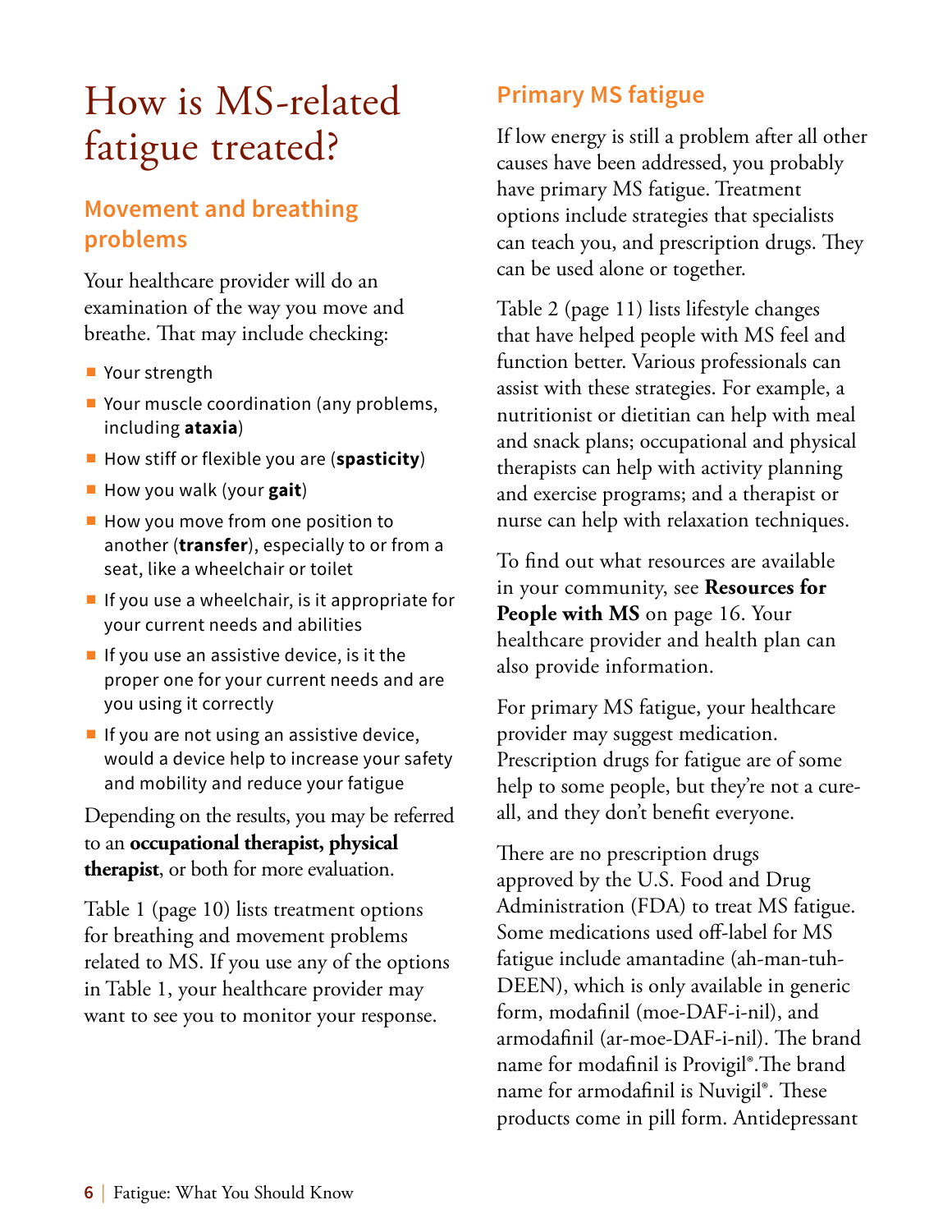# How is MS-related fatigue treated?

## Movement and breathing problems

Your healthcare provider will do an examination of the way you move and breathe. That may include checking:

- Your strength
- Your muscle coordination (any problems, including **ataxia**)
- How stiff or flexible you are (**spasticity**)
- How you walk (your **gait**)
- How you move from one position to another (**transfer**), especially to or from a seat, like a wheelchair or toilet
- If you use a wheelchair, is it appropriate for your current needs and abilities
- If you use an assistive device, is it the proper one for your current needs and are you using it correctly
- If you are not using an assistive device, would a device help to increase your safety and mobility and reduce your fatigue

Depending on the results, you may be referred to an **occupational therapist, physical therapist**, or both for more evaluation.

Table 1 (page 10) lists treatment options for breathing and movement problems related to MS. If you use any of the options in Table 1, your healthcare provider may want to see you to monitor your response.

## Primary MS fatigue

If low energy is still a problem after all other causes have been addressed, you probably have primary MS fatigue. Treatment options include strategies that specialists can teach you, and prescription drugs. They can be used alone or together.

Table 2 (page 11) lists lifestyle changes that have helped people with MS feel and function better. Various professionals can assist with these strategies. For example, a nutritionist or dietitian can help with meal and snack plans; occupational and physical therapists can help with activity planning and exercise programs; and a therapist or nurse can help with relaxation techniques.

To find out what resources are available in your community, see **Resources for People with MS** on page 16. Your healthcare provider and health plan can also provide information.

For primary MS fatigue, your healthcare provider may suggest medication. Prescription drugs for fatigue are of some help to some people, but they're not a cure-all, and they don't benefit everyone.

There are no prescription drugs approved by the U.S. Food and Drug Administration (FDA) to treat MS fatigue. Some medications used off-label for MS fatigue include amantadine (ah-man-tuh-DEEN), which is only available in generic form, modafinil (moe-DAF-i-nil), and armodafinil (ar-moe-DAF-i-nil). The brand name for modafinil is Provigil®.The brand name for armodafinil is Nuvigil®. These products come in pill form. Antidepressant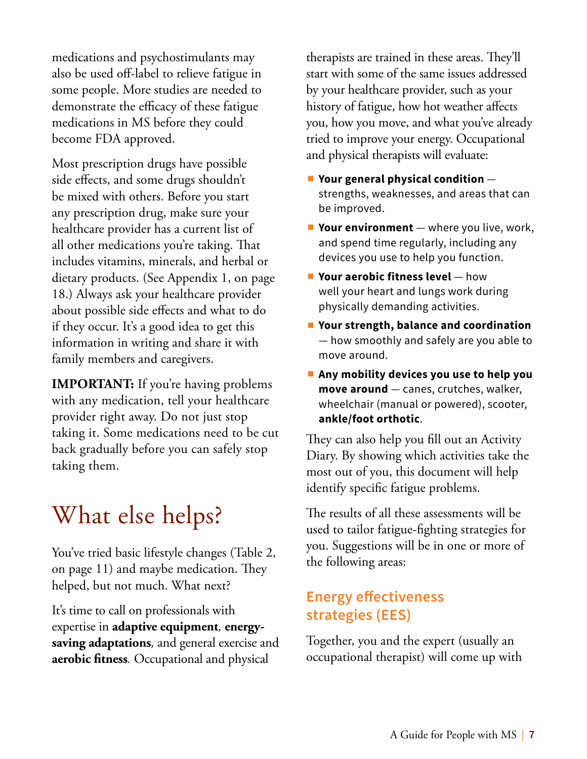medications and psychostimulants may also be used off-label to relieve fatigue in some people. More studies are needed to demonstrate the efficacy of these fatigue medications in MS before they could become FDA approved.

Most prescription drugs have possible side effects, and some drugs shouldn't be mixed with others. Before you start any prescription drug, make sure your healthcare provider has a current list of all other medications you're taking. That includes vitamins, minerals, and herbal or dietary products. (See Appendix 1, on page 18.) Always ask your healthcare provider about possible side effects and what to do if they occur. It's a good idea to get this information in writing and share it with family members and caregivers.

**IMPORTANT:** If you're having problems with any medication, tell your healthcare provider right away. Do not just stop taking it. Some medications need to be cut back gradually before you can safely stop taking them.

# What else helps?

You've tried basic lifestyle changes (Table 2, on page 11) and maybe medication. They helped, but not much. What next?

It's time to call on professionals with expertise in **adaptive equipment**, **energy-saving adaptations**, and general exercise and **aerobic fitness**. Occupational and physical therapists are trained in these areas. They'll start with some of the same issues addressed by your healthcare provider, such as your history of fatigue, how hot weather affects you, how you move, and what you've already tried to improve your energy. Occupational and physical therapists will evaluate:

- **Your general physical condition** — strengths, weaknesses, and areas that can be improved.
- **Your environment** — where you live, work, and spend time regularly, including any devices you use to help you function.
- **Your aerobic fitness level** — how well your heart and lungs work during physically demanding activities.
- **Your strength, balance and coordination** — how smoothly and safely are you able to move around.
- **Any mobility devices you use to help you move around** — canes, crutches, walker, wheelchair (manual or powered), scooter, **ankle/foot orthotic**.

They can also help you fill out an Activity Diary. By showing which activities take the most out of you, this document will help identify specific fatigue problems.

The results of all these assessments will be used to tailor fatigue-fighting strategies for you. Suggestions will be in one or more of the following areas:

## Energy effectiveness strategies (EES)

Together, you and the expert (usually an occupational therapist) will come up with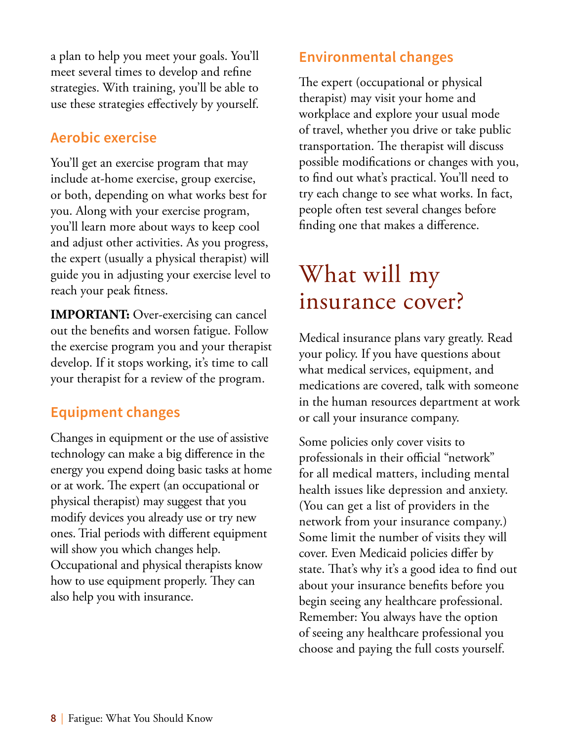a plan to help you meet your goals. You'll meet several times to develop and refine strategies. With training, you'll be able to use these strategies effectively by yourself.

### Aerobic exercise

You'll get an exercise program that may include at-home exercise, group exercise, or both, depending on what works best for you. Along with your exercise program, you'll learn more about ways to keep cool and adjust other activities. As you progress, the expert (usually a physical therapist) will guide you in adjusting your exercise level to reach your peak fitness.

**IMPORTANT:** Over-exercising can cancel out the benefits and worsen fatigue. Follow the exercise program you and your therapist develop. If it stops working, it's time to call your therapist for a review of the program.

### Equipment changes

Changes in equipment or the use of assistive technology can make a big difference in the energy you expend doing basic tasks at home or at work. The expert (an occupational or physical therapist) may suggest that you modify devices you already use or try new ones. Trial periods with different equipment will show you which changes help. Occupational and physical therapists know how to use equipment properly. They can also help you with insurance.

### Environmental changes

The expert (occupational or physical therapist) may visit your home and workplace and explore your usual mode of travel, whether you drive or take public transportation. The therapist will discuss possible modifications or changes with you, to find out what's practical. You'll need to try each change to see what works. In fact, people often test several changes before finding one that makes a difference.

## What will my insurance cover?

Medical insurance plans vary greatly. Read your policy. If you have questions about what medical services, equipment, and medications are covered, talk with someone in the human resources department at work or call your insurance company.

Some policies only cover visits to professionals in their official "network" for all medical matters, including mental health issues like depression and anxiety. (You can get a list of providers in the network from your insurance company.) Some limit the number of visits they will cover. Even Medicaid policies differ by state. That's why it's a good idea to find out about your insurance benefits before you begin seeing any healthcare professional. Remember: You always have the option of seeing any healthcare professional you choose and paying the full costs yourself.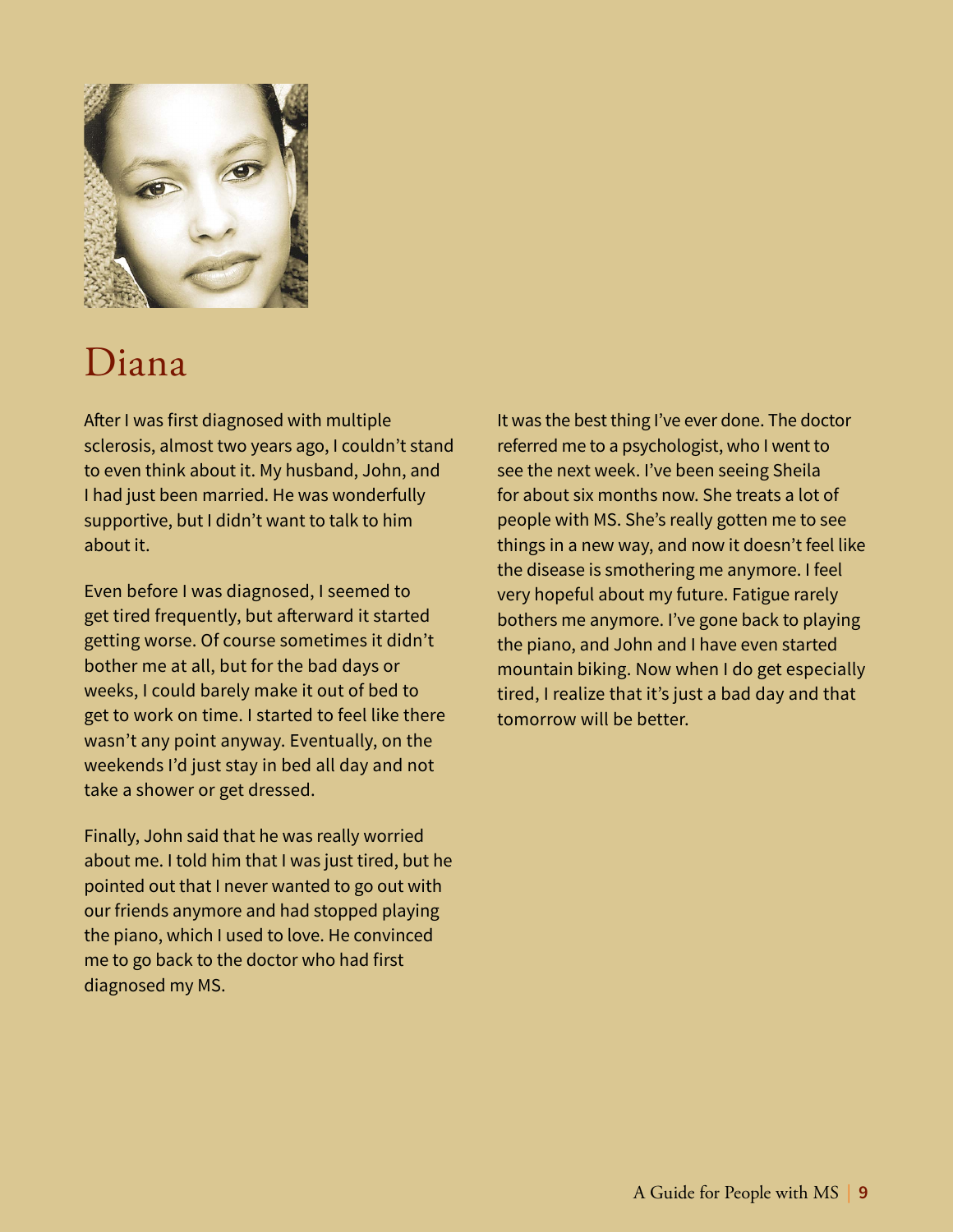# Diana

After I was first diagnosed with multiple sclerosis, almost two years ago, I couldn't stand to even think about it. My husband, John, and I had just been married. He was wonderfully supportive, but I didn't want to talk to him about it.

Even before I was diagnosed, I seemed to get tired frequently, but afterward it started getting worse. Of course sometimes it didn't bother me at all, but for the bad days or weeks, I could barely make it out of bed to get to work on time. I started to feel like there wasn't any point anyway. Eventually, on the weekends I'd just stay in bed all day and not take a shower or get dressed.

Finally, John said that he was really worried about me. I told him that I was just tired, but he pointed out that I never wanted to go out with our friends anymore and had stopped playing the piano, which I used to love. He convinced me to go back to the doctor who had first diagnosed my MS.

It was the best thing I've ever done. The doctor referred me to a psychologist, who I went to see the next week. I've been seeing Sheila for about six months now. She treats a lot of people with MS. She's really gotten me to see things in a new way, and now it doesn't feel like the disease is smothering me anymore. I feel very hopeful about my future. Fatigue rarely bothers me anymore. I've gone back to playing the piano, and John and I have even started mountain biking. Now when I do get especially tired, I realize that it's just a bad day and that tomorrow will be better.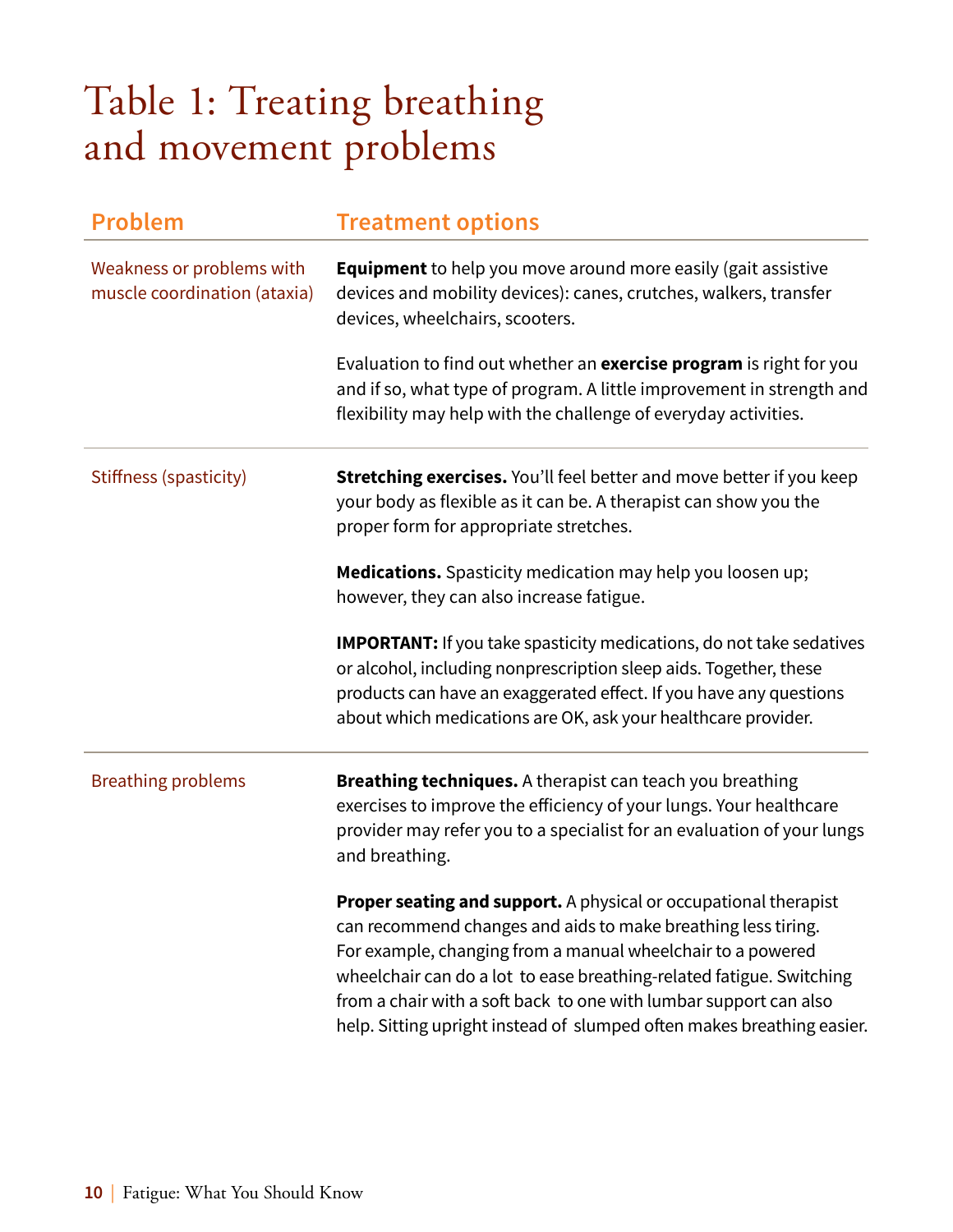# Table 1: Treating breathing and movement problems

| Problem | Treatment options |
|---|---|
| Weakness or problems with muscle coordination (ataxia) | **Equipment** to help you move around more easily (gait assistive devices and mobility devices): canes, crutches, walkers, transfer devices, wheelchairs, scooters.<br><br>Evaluation to find out whether an **exercise program** is right for you and if so, what type of program. A little improvement in strength and flexibility may help with the challenge of everyday activities. |
| Stiffness (spasticity) | **Stretching exercises.** You'll feel better and move better if you keep your body as flexible as it can be. A therapist can show you the proper form for appropriate stretches.<br><br>**Medications.** Spasticity medication may help you loosen up; however, they can also increase fatigue.<br><br>**IMPORTANT:** If you take spasticity medications, do not take sedatives or alcohol, including nonprescription sleep aids. Together, these products can have an exaggerated effect. If you have any questions about which medications are OK, ask your healthcare provider. |
| Breathing problems | **Breathing techniques.** A therapist can teach you breathing exercises to improve the efficiency of your lungs. Your healthcare provider may refer you to a specialist for an evaluation of your lungs and breathing.<br><br>**Proper seating and support.** A physical or occupational therapist can recommend changes and aids to make breathing less tiring. For example, changing from a manual wheelchair to a powered wheelchair can do a lot to ease breathing-related fatigue. Switching from a chair with a soft back to one with lumbar support can also help. Sitting upright instead of slumped often makes breathing easier. |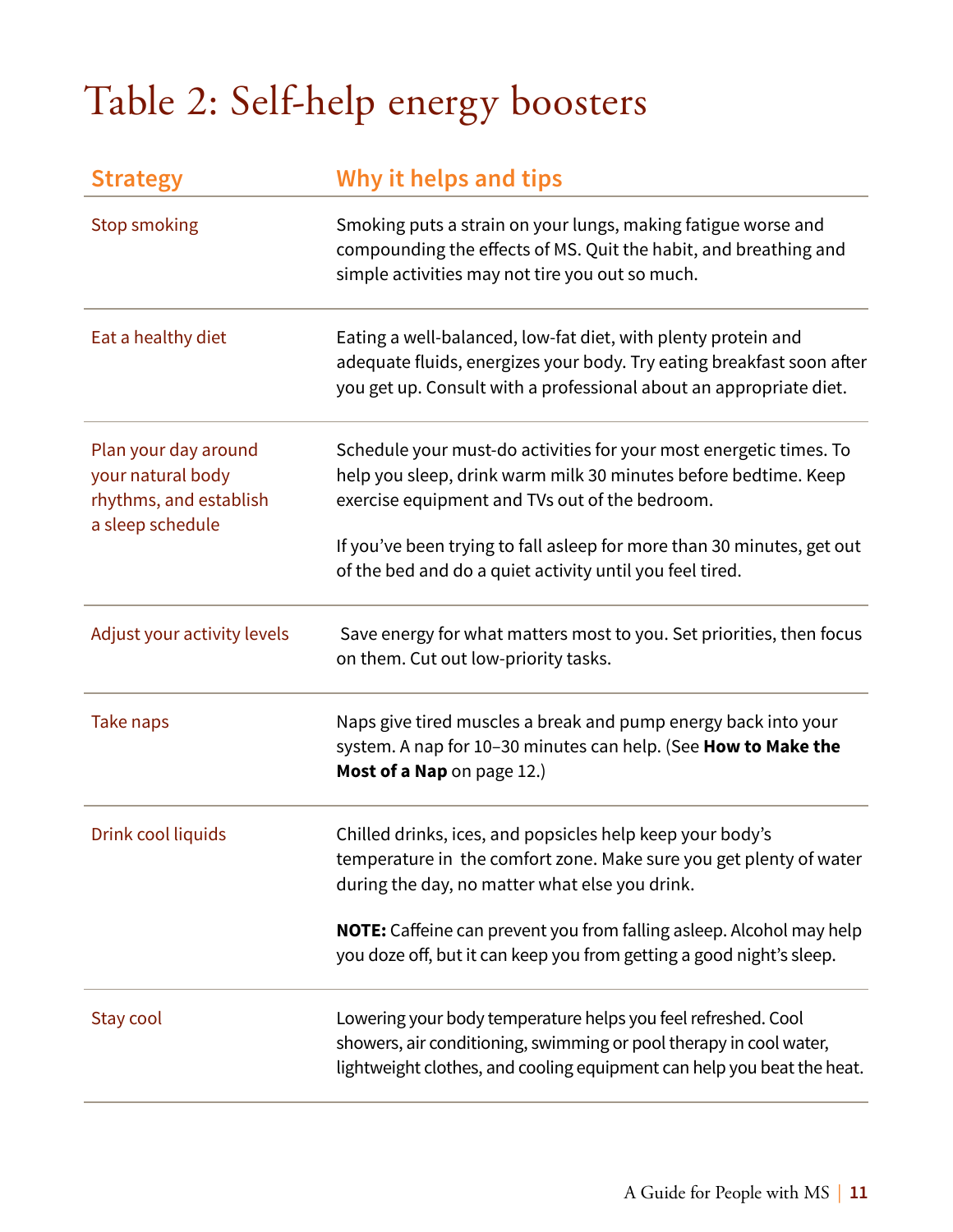# Table 2: Self-help energy boosters

| Strategy | Why it helps and tips |
| --- | --- |
| Stop smoking | Smoking puts a strain on your lungs, making fatigue worse and compounding the effects of MS. Quit the habit, and breathing and simple activities may not tire you out so much. |
| Eat a healthy diet | Eating a well-balanced, low-fat diet, with plenty protein and adequate fluids, energizes your body. Try eating breakfast soon after you get up. Consult with a professional about an appropriate diet. |
| Plan your day around your natural body rhythms, and establish a sleep schedule | Schedule your must-do activities for your most energetic times. To help you sleep, drink warm milk 30 minutes before bedtime. Keep exercise equipment and TVs out of the bedroom.<br><br>If you've been trying to fall asleep for more than 30 minutes, get out of the bed and do a quiet activity until you feel tired. |
| Adjust your activity levels | Save energy for what matters most to you. Set priorities, then focus on them. Cut out low-priority tasks. |
| Take naps | Naps give tired muscles a break and pump energy back into your system. A nap for 10–30 minutes can help. (See **How to Make the Most of a Nap** on page 12.) |
| Drink cool liquids | Chilled drinks, ices, and popsicles help keep your body's temperature in the comfort zone. Make sure you get plenty of water during the day, no matter what else you drink.<br><br>**NOTE:** Caffeine can prevent you from falling asleep. Alcohol may help you doze off, but it can keep you from getting a good night's sleep. |
| Stay cool | Lowering your body temperature helps you feel refreshed. Cool showers, air conditioning, swimming or pool therapy in cool water, lightweight clothes, and cooling equipment can help you beat the heat. |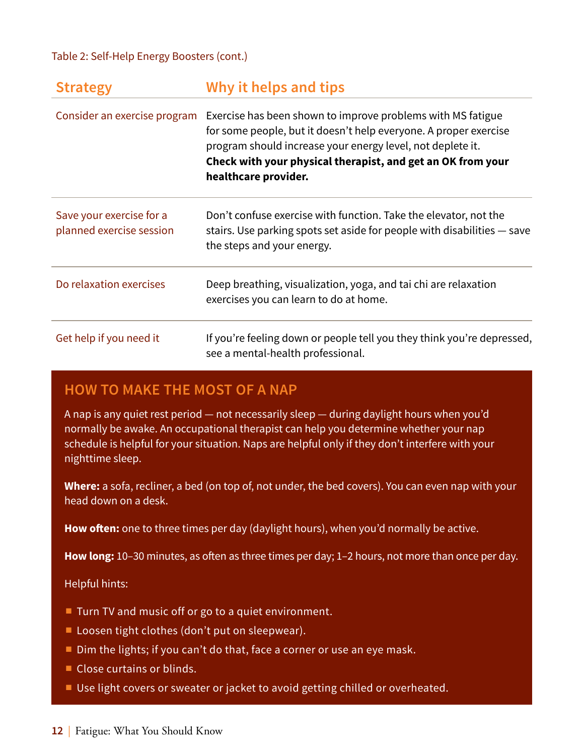Table 2: Self-Help Energy Boosters (cont.)

| Strategy | Why it helps and tips |
|---|---|
| Consider an exercise program | Exercise has been shown to improve problems with MS fatigue for some people, but it doesn't help everyone. A proper exercise program should increase your energy level, not deplete it. **Check with your physical therapist, and get an OK from your healthcare provider.** |
| Save your exercise for a planned exercise session | Don't confuse exercise with function. Take the elevator, not the stairs. Use parking spots set aside for people with disabilities — save the steps and your energy. |
| Do relaxation exercises | Deep breathing, visualization, yoga, and tai chi are relaxation exercises you can learn to do at home. |
| Get help if you need it | If you're feeling down or people tell you they think you're depressed, see a mental-health professional. |

## HOW TO MAKE THE MOST OF A NAP

A nap is any quiet rest period — not necessarily sleep — during daylight hours when you'd normally be awake. An occupational therapist can help you determine whether your nap schedule is helpful for your situation. Naps are helpful only if they don't interfere with your nighttime sleep.

**Where:** a sofa, recliner, a bed (on top of, not under, the bed covers). You can even nap with your head down on a desk.

**How often:** one to three times per day (daylight hours), when you'd normally be active.

**How long:** 10–30 minutes, as often as three times per day; 1–2 hours, not more than once per day.

Helpful hints:

- Turn TV and music off or go to a quiet environment.
- Loosen tight clothes (don't put on sleepwear).
- Dim the lights; if you can't do that, face a corner or use an eye mask.
- Close curtains or blinds.
- Use light covers or sweater or jacket to avoid getting chilled or overheated.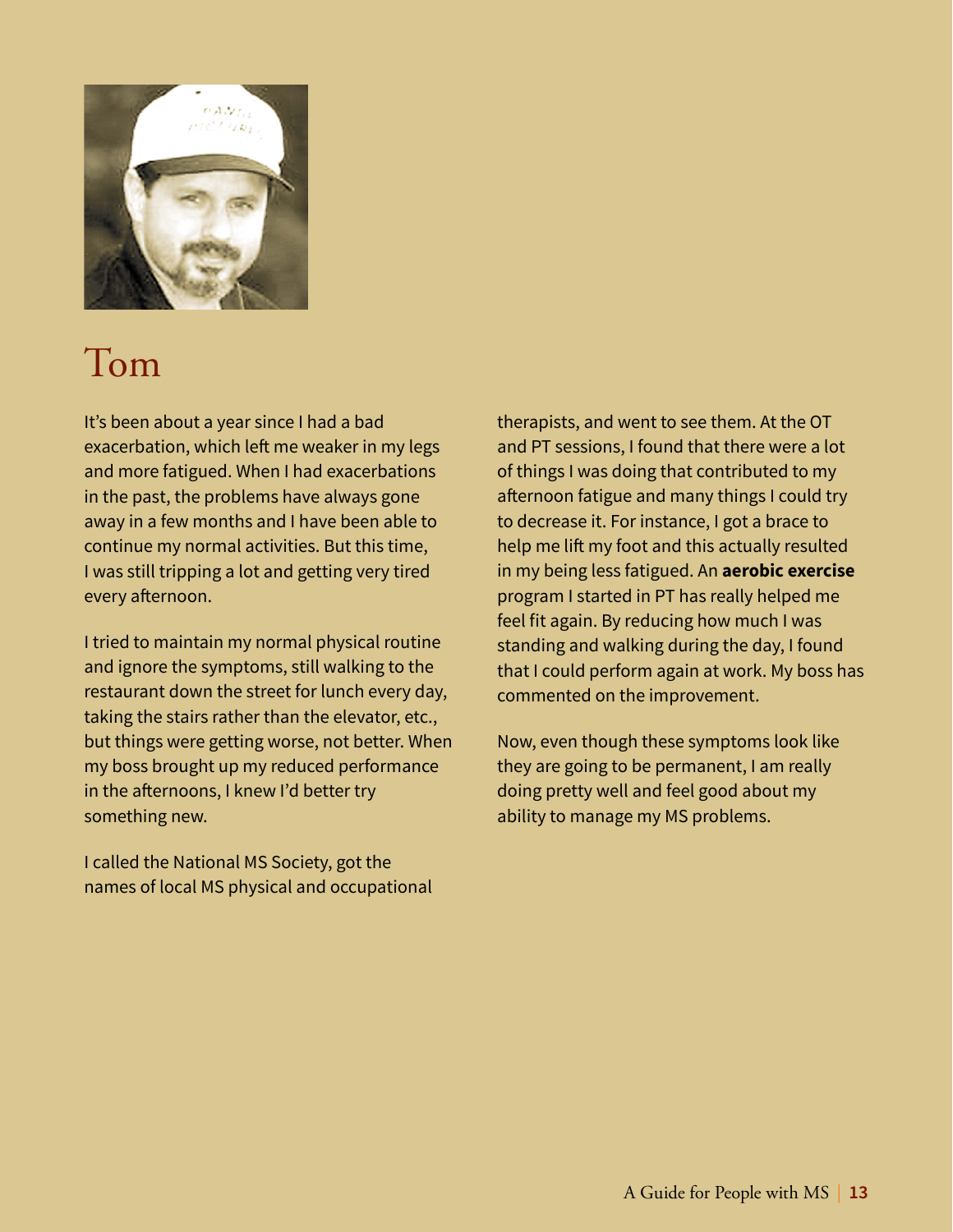# Tom

It's been about a year since I had a bad exacerbation, which left me weaker in my legs and more fatigued. When I had exacerbations in the past, the problems have always gone away in a few months and I have been able to continue my normal activities. But this time, I was still tripping a lot and getting very tired every afternoon.

I tried to maintain my normal physical routine and ignore the symptoms, still walking to the restaurant down the street for lunch every day, taking the stairs rather than the elevator, etc., but things were getting worse, not better. When my boss brought up my reduced performance in the afternoons, I knew I'd better try something new.

I called the National MS Society, got the names of local MS physical and occupational therapists, and went to see them. At the OT and PT sessions, I found that there were a lot of things I was doing that contributed to my afternoon fatigue and many things I could try to decrease it. For instance, I got a brace to help me lift my foot and this actually resulted in my being less fatigued. An **aerobic exercise** program I started in PT has really helped me feel fit again. By reducing how much I was standing and walking during the day, I found that I could perform again at work. My boss has commented on the improvement.

Now, even though these symptoms look like they are going to be permanent, I am really doing pretty well and feel good about my ability to manage my MS problems.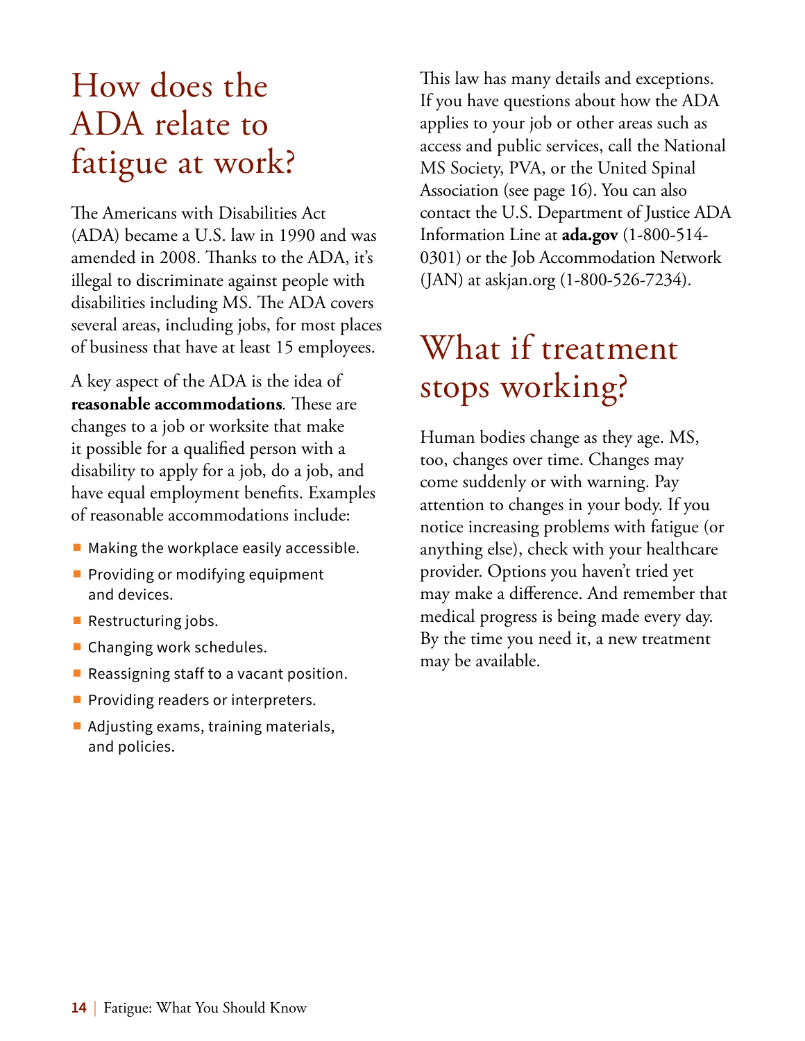# How does the ADA relate to fatigue at work?

The Americans with Disabilities Act (ADA) became a U.S. law in 1990 and was amended in 2008. Thanks to the ADA, it's illegal to discriminate against people with disabilities including MS. The ADA covers several areas, including jobs, for most places of business that have at least 15 employees.

A key aspect of the ADA is the idea of **reasonable accommodations**. These are changes to a job or worksite that make it possible for a qualified person with a disability to apply for a job, do a job, and have equal employment benefits. Examples of reasonable accommodations include:

- Making the workplace easily accessible.
- Providing or modifying equipment and devices.
- Restructuring jobs.
- Changing work schedules.
- Reassigning staff to a vacant position.
- Providing readers or interpreters.
- Adjusting exams, training materials, and policies.

This law has many details and exceptions. If you have questions about how the ADA applies to your job or other areas such as access and public services, call the National MS Society, PVA, or the United Spinal Association (see page 16). You can also contact the U.S. Department of Justice ADA Information Line at **ada.gov** (1-800-514-0301) or the Job Accommodation Network (JAN) at askjan.org (1-800-526-7234).

# What if treatment stops working?

Human bodies change as they age. MS, too, changes over time. Changes may come suddenly or with warning. Pay attention to changes in your body. If you notice increasing problems with fatigue (or anything else), check with your healthcare provider. Options you haven't tried yet may make a difference. And remember that medical progress is being made every day. By the time you need it, a new treatment may be available.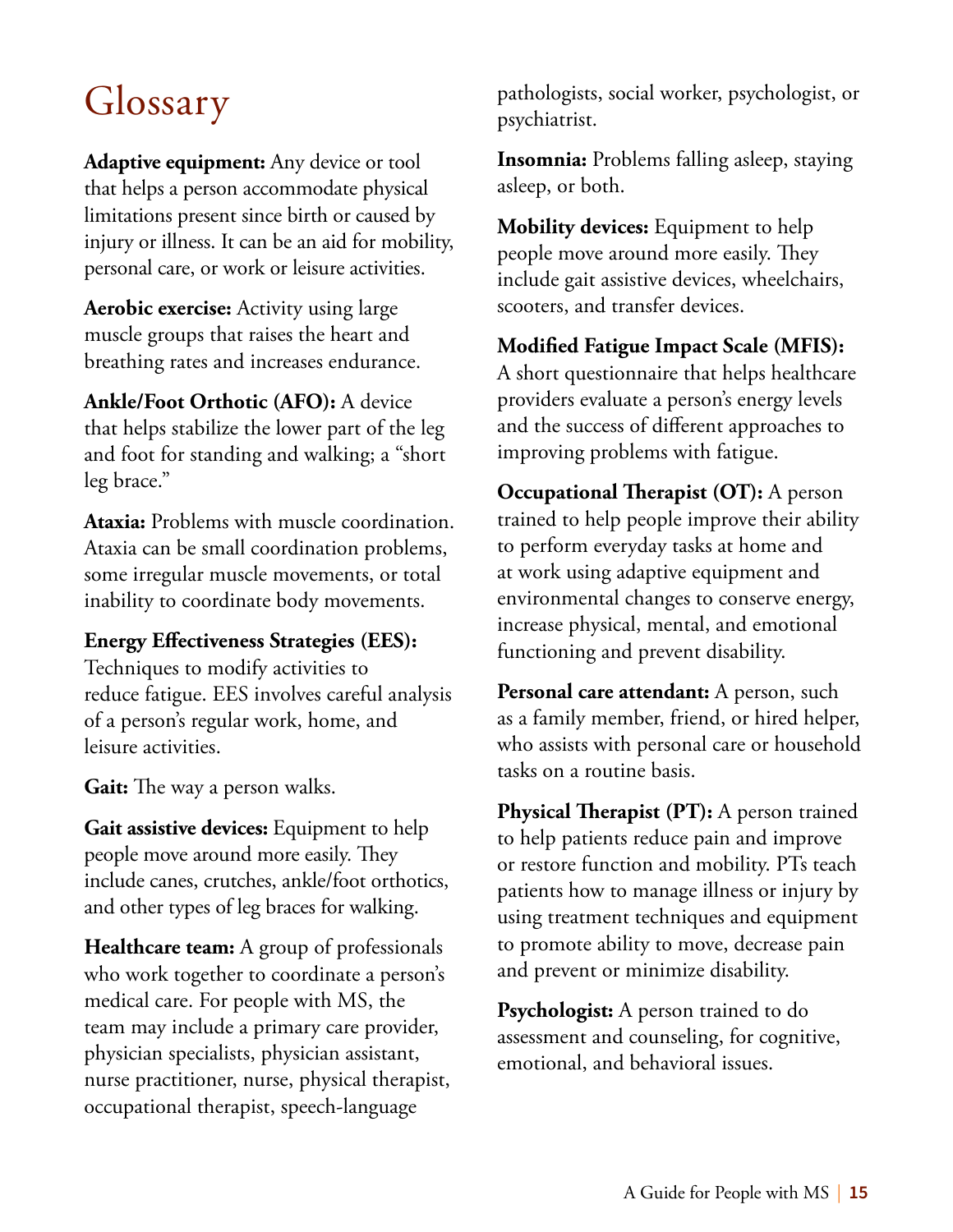# Glossary

**Adaptive equipment:** Any device or tool that helps a person accommodate physical limitations present since birth or caused by injury or illness. It can be an aid for mobility, personal care, or work or leisure activities.

**Aerobic exercise:** Activity using large muscle groups that raises the heart and breathing rates and increases endurance.

**Ankle/Foot Orthotic (AFO):** A device that helps stabilize the lower part of the leg and foot for standing and walking; a "short leg brace."

**Ataxia:** Problems with muscle coordination. Ataxia can be small coordination problems, some irregular muscle movements, or total inability to coordinate body movements.

**Energy Effectiveness Strategies (EES):** Techniques to modify activities to reduce fatigue. EES involves careful analysis of a person's regular work, home, and leisure activities.

**Gait:** The way a person walks.

**Gait assistive devices:** Equipment to help people move around more easily. They include canes, crutches, ankle/foot orthotics, and other types of leg braces for walking.

**Healthcare team:** A group of professionals who work together to coordinate a person's medical care. For people with MS, the team may include a primary care provider, physician specialists, physician assistant, nurse practitioner, nurse, physical therapist, occupational therapist, speech-language pathologists, social worker, psychologist, or psychiatrist.

**Insomnia:** Problems falling asleep, staying asleep, or both.

**Mobility devices:** Equipment to help people move around more easily. They include gait assistive devices, wheelchairs, scooters, and transfer devices.

**Modified Fatigue Impact Scale (MFIS):** A short questionnaire that helps healthcare providers evaluate a person's energy levels and the success of different approaches to improving problems with fatigue.

**Occupational Therapist (OT):** A person trained to help people improve their ability to perform everyday tasks at home and at work using adaptive equipment and environmental changes to conserve energy, increase physical, mental, and emotional functioning and prevent disability.

**Personal care attendant:** A person, such as a family member, friend, or hired helper, who assists with personal care or household tasks on a routine basis.

**Physical Therapist (PT):** A person trained to help patients reduce pain and improve or restore function and mobility. PTs teach patients how to manage illness or injury by using treatment techniques and equipment to promote ability to move, decrease pain and prevent or minimize disability.

**Psychologist:** A person trained to do assessment and counseling, for cognitive, emotional, and behavioral issues.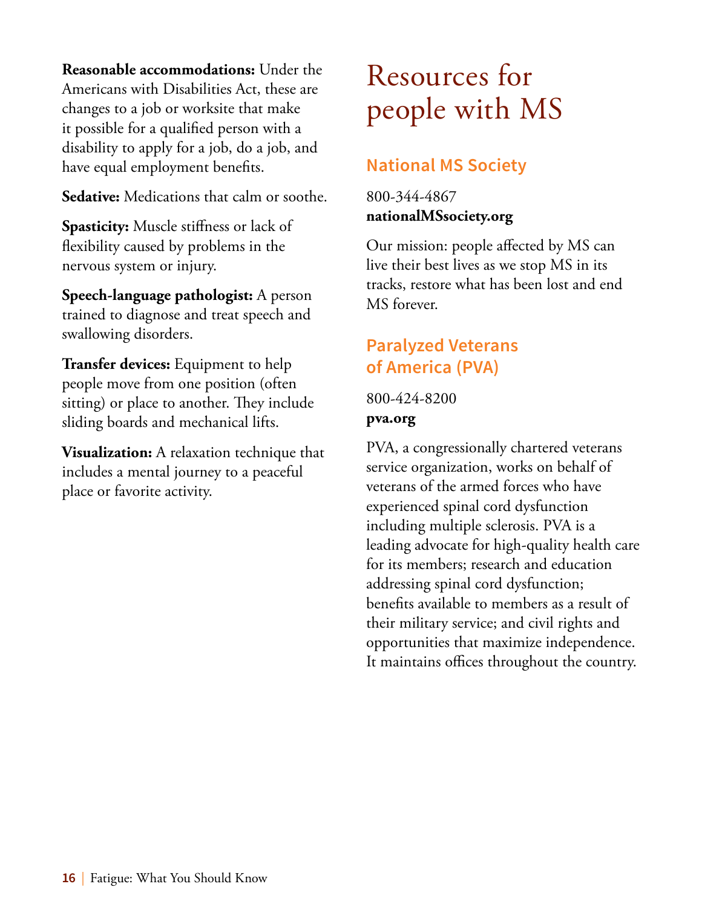**Reasonable accommodations:** Under the Americans with Disabilities Act, these are changes to a job or worksite that make it possible for a qualified person with a disability to apply for a job, do a job, and have equal employment benefits.

**Sedative:** Medications that calm or soothe.

**Spasticity:** Muscle stiffness or lack of flexibility caused by problems in the nervous system or injury.

**Speech-language pathologist:** A person trained to diagnose and treat speech and swallowing disorders.

**Transfer devices:** Equipment to help people move from one position (often sitting) or place to another. They include sliding boards and mechanical lifts.

**Visualization:** A relaxation technique that includes a mental journey to a peaceful place or favorite activity.

# Resources for people with MS

## National MS Society

800-344-4867
**nationalMSsociety.org**

Our mission: people affected by MS can live their best lives as we stop MS in its tracks, restore what has been lost and end MS forever.

## Paralyzed Veterans of America (PVA)

800-424-8200
**pva.org**

PVA, a congressionally chartered veterans service organization, works on behalf of veterans of the armed forces who have experienced spinal cord dysfunction including multiple sclerosis. PVA is a leading advocate for high-quality health care for its members; research and education addressing spinal cord dysfunction; benefits available to members as a result of their military service; and civil rights and opportunities that maximize independence. It maintains offices throughout the country.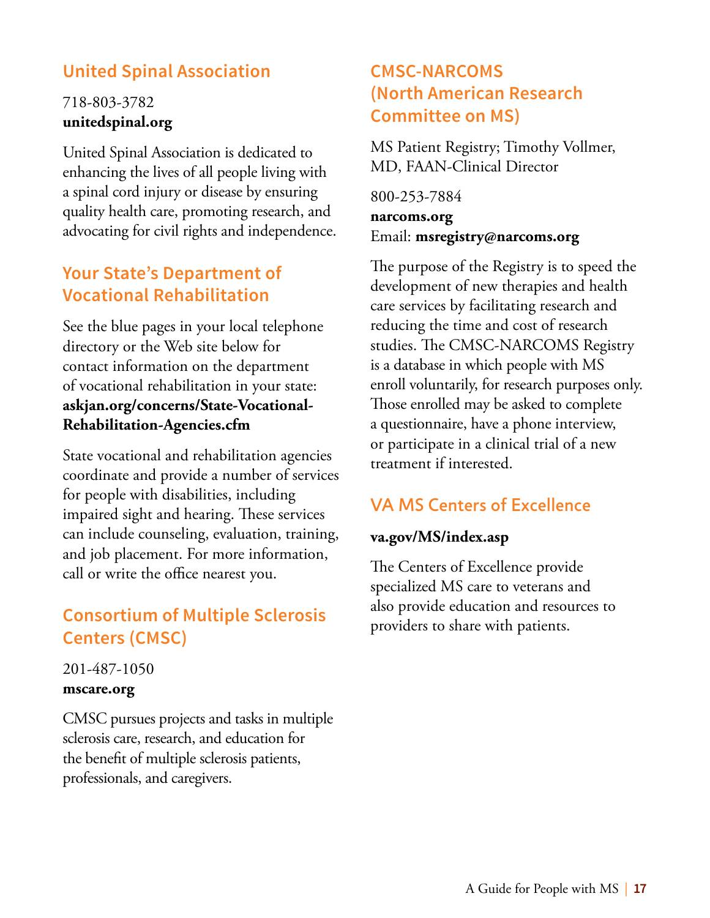## United Spinal Association

718-803-3782
**unitedspinal.org**

United Spinal Association is dedicated to enhancing the lives of all people living with a spinal cord injury or disease by ensuring quality health care, promoting research, and advocating for civil rights and independence.

## Your State's Department of Vocational Rehabilitation

See the blue pages in your local telephone directory or the Web site below for contact information on the department of vocational rehabilitation in your state:
**askjan.org/concerns/State-Vocational-Rehabilitation-Agencies.cfm**

State vocational and rehabilitation agencies coordinate and provide a number of services for people with disabilities, including impaired sight and hearing. These services can include counseling, evaluation, training, and job placement. For more information, call or write the office nearest you.

## Consortium of Multiple Sclerosis Centers (CMSC)

201-487-1050
**mscare.org**

CMSC pursues projects and tasks in multiple sclerosis care, research, and education for the benefit of multiple sclerosis patients, professionals, and caregivers.

## CMSC-NARCOMS (North American Research Committee on MS)

MS Patient Registry; Timothy Vollmer, MD, FAAN-Clinical Director

800-253-7884
**narcoms.org**
Email: **msregistry@narcoms.org**

The purpose of the Registry is to speed the development of new therapies and health care services by facilitating research and reducing the time and cost of research studies. The CMSC-NARCOMS Registry is a database in which people with MS enroll voluntarily, for research purposes only. Those enrolled may be asked to complete a questionnaire, have a phone interview, or participate in a clinical trial of a new treatment if interested.

## VA MS Centers of Excellence

**va.gov/MS/index.asp**

The Centers of Excellence provide specialized MS care to veterans and also provide education and resources to providers to share with patients.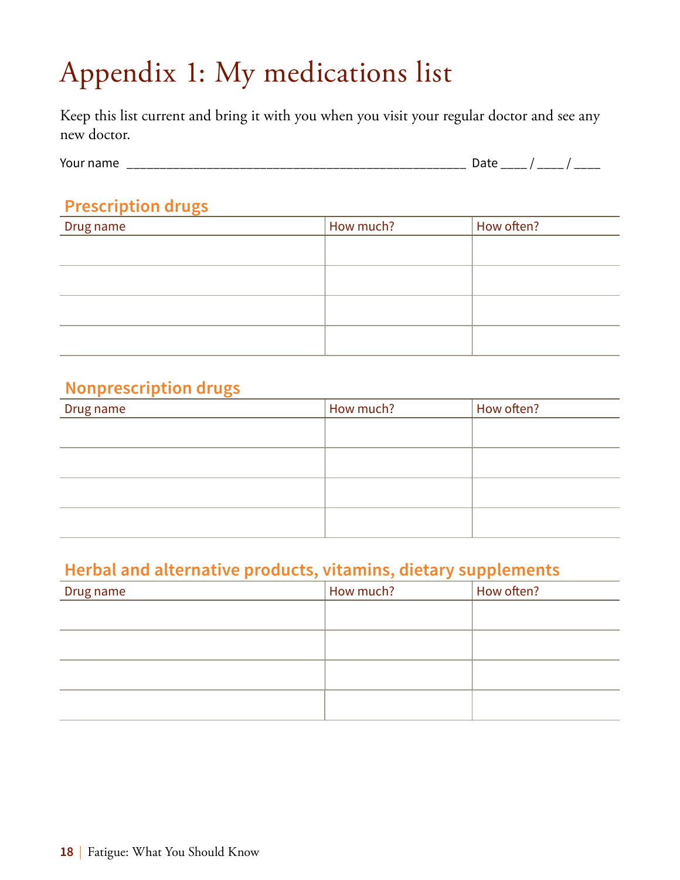# Appendix 1: My medications list

Keep this list current and bring it with you when you visit your regular doctor and see any new doctor.

Your name ____________________________________________________ Date ____ / ____ / ____

## Prescription drugs

| Drug name | How much? | How often? |
|---|---|---|
| | | |
| | | |
| | | |
| | | |

## Nonprescription drugs

| Drug name | How much? | How often? |
|---|---|---|
| | | |
| | | |
| | | |
| | | |

## Herbal and alternative products, vitamins, dietary supplements

| Drug name | How much? | How often? |
|---|---|---|
| | | |
| | | |
| | | |
| | | |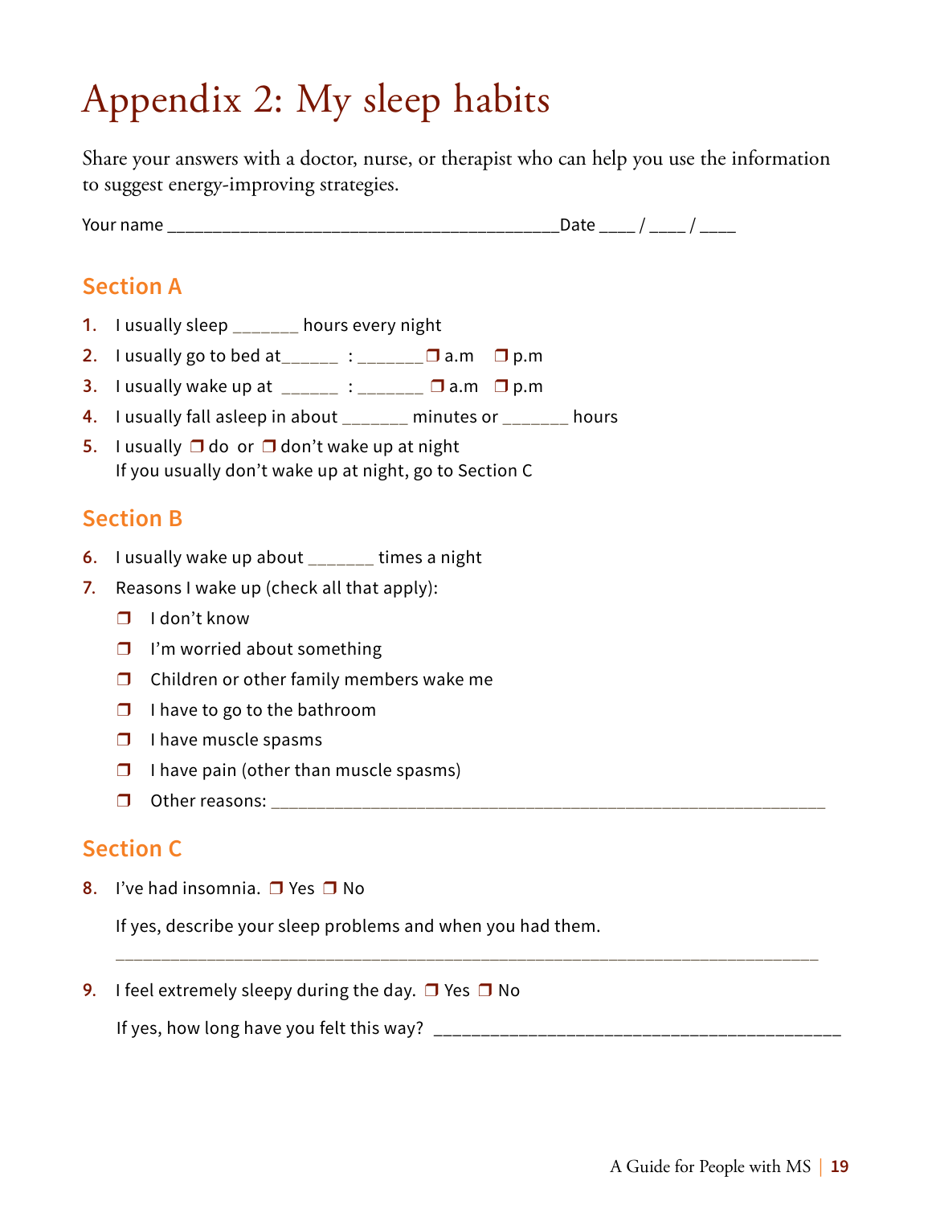# Appendix 2: My sleep habits

Share your answers with a doctor, nurse, or therapist who can help you use the information to suggest energy-improving strategies.

Your name ________________________________________ Date ____ / ____ / ____

## Section A

1. I usually sleep _______ hours every night
2. I usually go to bed at______ : _______ ❒ a.m ❒ p.m
3. I usually wake up at ______ : _______ ❒ a.m ❒ p.m
4. I usually fall asleep in about _______ minutes or _______ hours
5. I usually ❒ do or ❒ don't wake up at night
   If you usually don't wake up at night, go to Section C

## Section B

6. I usually wake up about _______ times a night
7. Reasons I wake up (check all that apply):
   - ❒ I don't know
   - ❒ I'm worried about something
   - ❒ Children or other family members wake me
   - ❒ I have to go to the bathroom
   - ❒ I have muscle spasms
   - ❒ I have pain (other than muscle spasms)
   - ❒ Other reasons: ____________________________________________________________

## Section C

8. I've had insomnia. ❒ Yes ❒ No

   If yes, describe your sleep problems and when you had them.

   ______________________________________________________________________________

9. I feel extremely sleepy during the day. ❒ Yes ❒ No

   If yes, how long have you felt this way? ________________________________________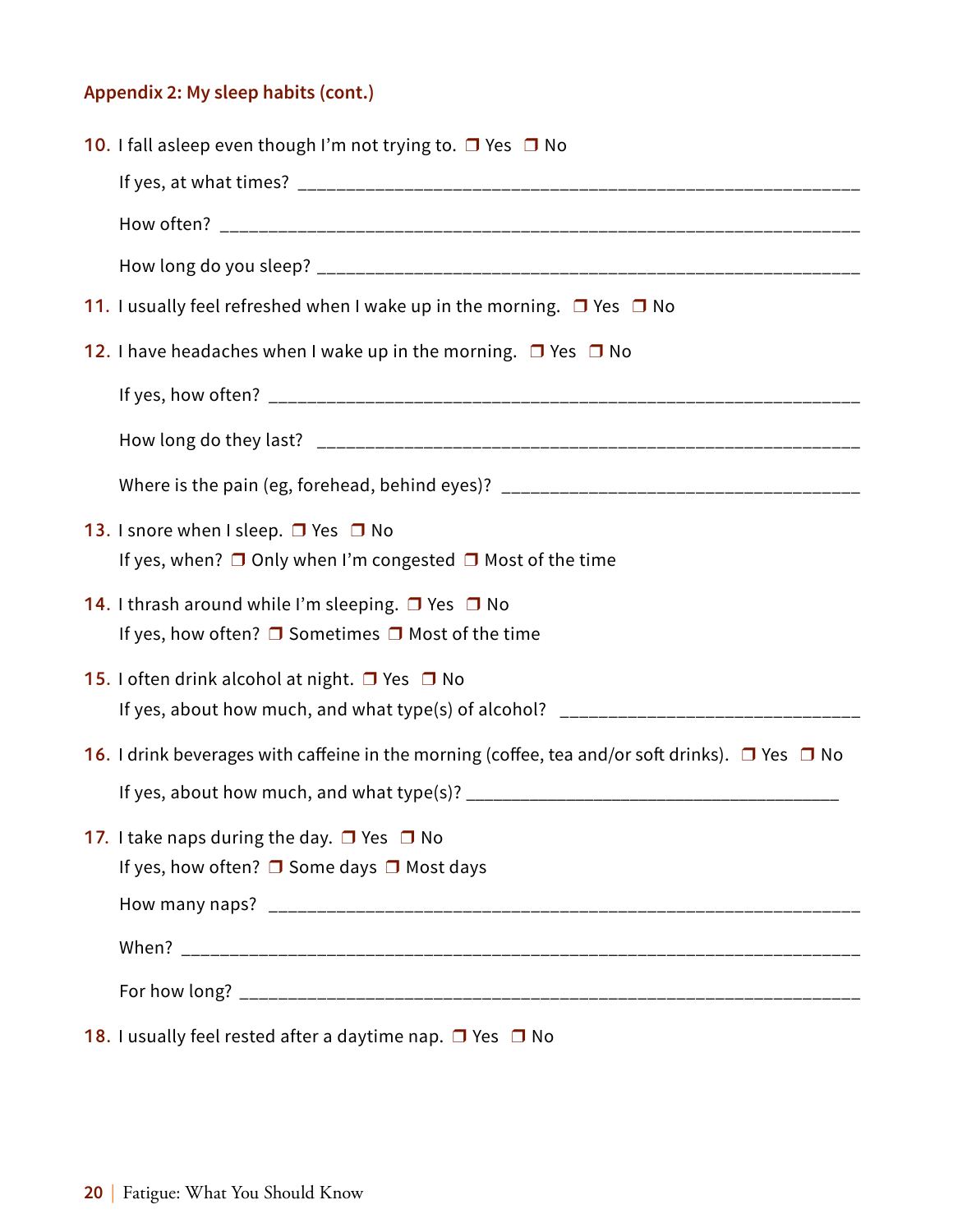### Appendix 2: My sleep habits (cont.)

10. I fall asleep even though I'm not trying to. ❒ Yes ❒ No

    If yes, at what times? ____________________________________________________________

    How often? ____________________________________________________________________

    How long do you sleep? ___________________________________________________________

11. I usually feel refreshed when I wake up in the morning. ❒ Yes ❒ No

12. I have headaches when I wake up in the morning. ❒ Yes ❒ No

    If yes, how often? _______________________________________________________________

    How long do they last? ___________________________________________________________

    Where is the pain (eg, forehead, behind eyes)? ______________________________________

13. I snore when I sleep. ❒ Yes ❒ No

    If yes, when? ❒ Only when I'm congested ❒ Most of the time

14. I thrash around while I'm sleeping. ❒ Yes ❒ No

    If yes, how often? ❒ Sometimes ❒ Most of the time

15. I often drink alcohol at night. ❒ Yes ❒ No

    If yes, about how much, and what type(s) of alcohol? _______________________________

16. I drink beverages with caffeine in the morning (coffee, tea and/or soft drinks). ❒ Yes ❒ No

    If yes, about how much, and what type(s)? ________________________________________

17. I take naps during the day. ❒ Yes ❒ No

    If yes, how often? ❒ Some days ❒ Most days

    How many naps? _________________________________________________________________

    When? _________________________________________________________________________

    For how long? ___________________________________________________________________

18. I usually feel rested after a daytime nap. ❒ Yes ❒ No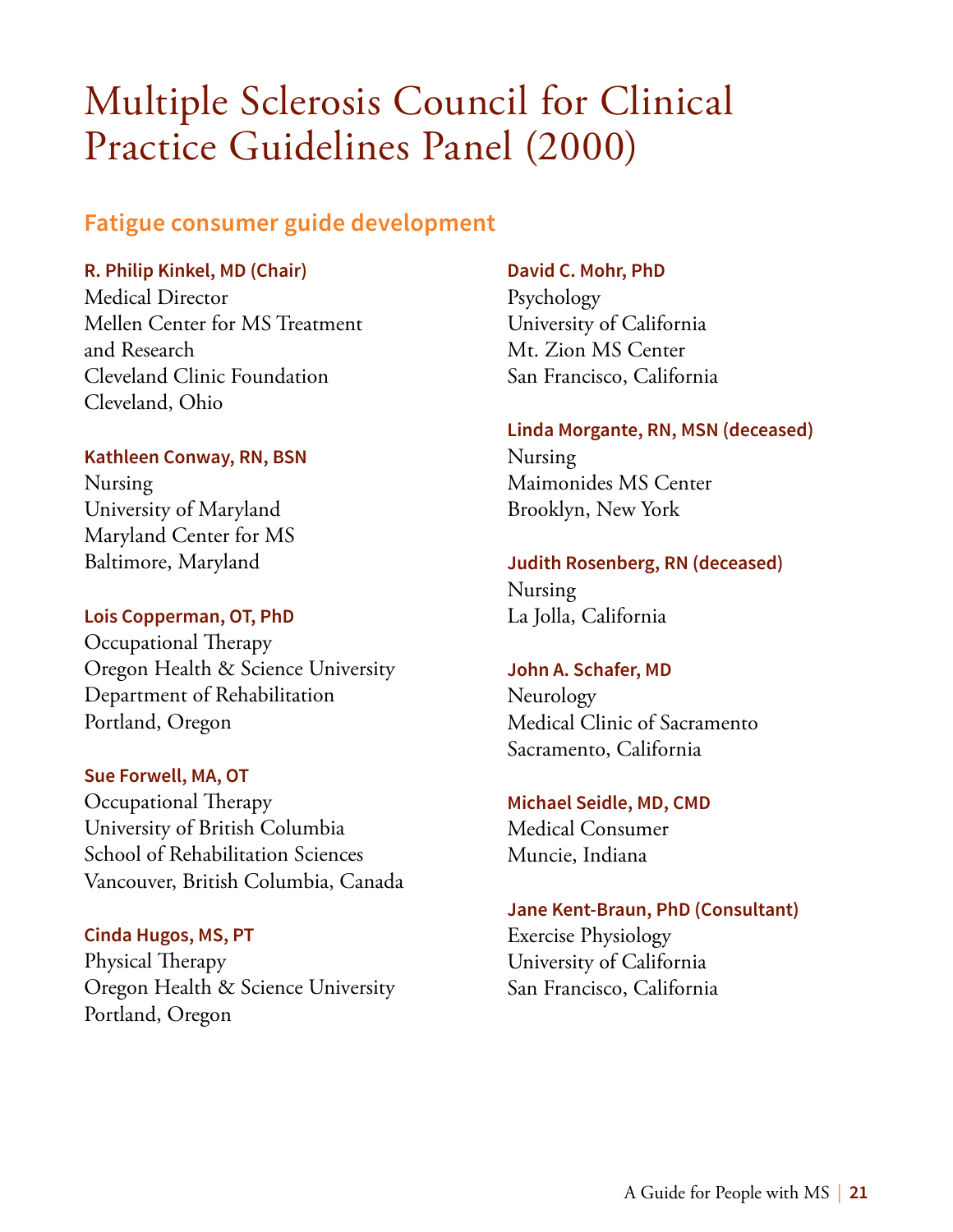# Multiple Sclerosis Council for Clinical Practice Guidelines Panel (2000)

## Fatigue consumer guide development

**R. Philip Kinkel, MD (Chair)**
Medical Director
Mellen Center for MS Treatment and Research
Cleveland Clinic Foundation
Cleveland, Ohio

**Kathleen Conway, RN, BSN**
Nursing
University of Maryland
Maryland Center for MS
Baltimore, Maryland

**Lois Copperman, OT, PhD**
Occupational Therapy
Oregon Health & Science University
Department of Rehabilitation
Portland, Oregon

**Sue Forwell, MA, OT**
Occupational Therapy
University of British Columbia
School of Rehabilitation Sciences
Vancouver, British Columbia, Canada

**Cinda Hugos, MS, PT**
Physical Therapy
Oregon Health & Science University
Portland, Oregon

**David C. Mohr, PhD**
Psychology
University of California
Mt. Zion MS Center
San Francisco, California

**Linda Morgante, RN, MSN (deceased)**
Nursing
Maimonides MS Center
Brooklyn, New York

**Judith Rosenberg, RN (deceased)**
Nursing
La Jolla, California

**John A. Schafer, MD**
Neurology
Medical Clinic of Sacramento
Sacramento, California

**Michael Seidle, MD, CMD**
Medical Consumer
Muncie, Indiana

**Jane Kent-Braun, PhD (Consultant)**
Exercise Physiology
University of California
San Francisco, California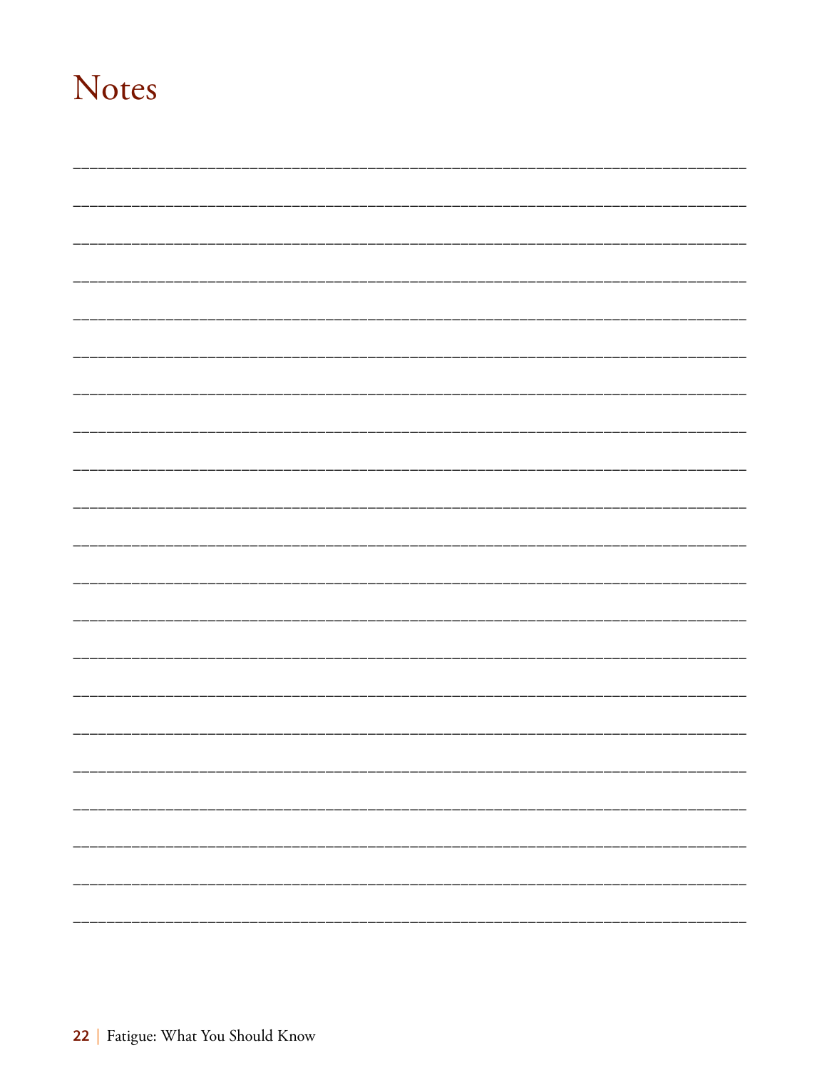# Notes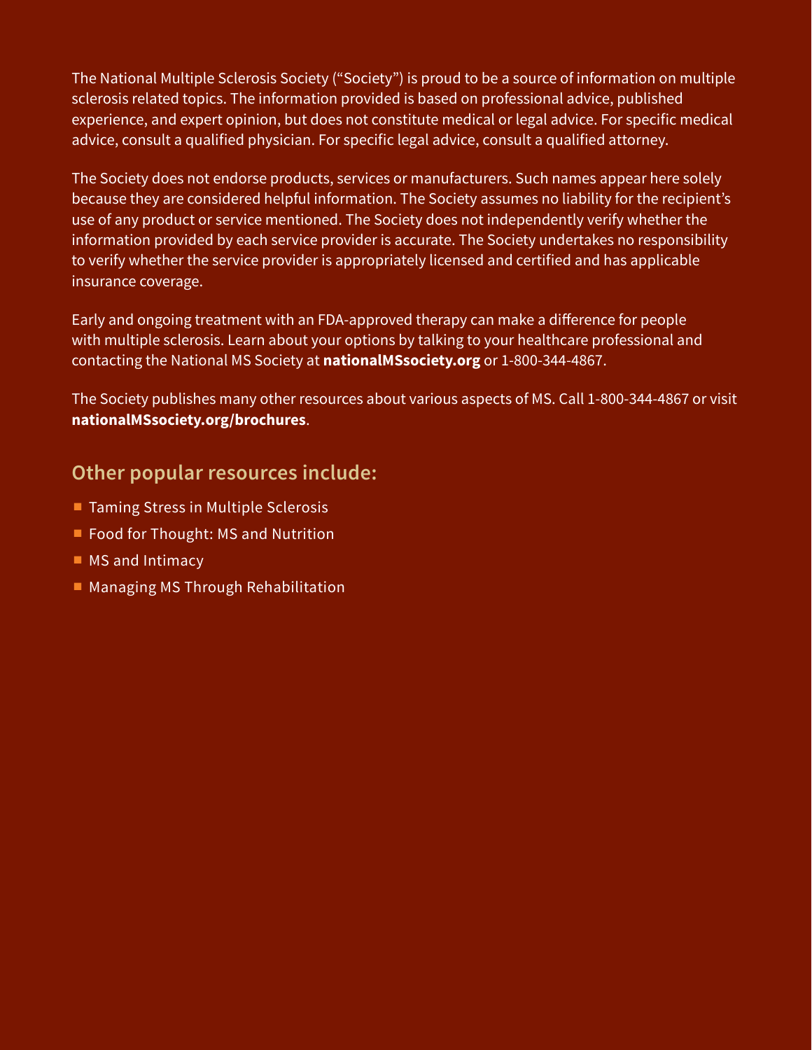The National Multiple Sclerosis Society ("Society") is proud to be a source of information on multiple sclerosis related topics. The information provided is based on professional advice, published experience, and expert opinion, but does not constitute medical or legal advice. For specific medical advice, consult a qualified physician. For specific legal advice, consult a qualified attorney.

The Society does not endorse products, services or manufacturers. Such names appear here solely because they are considered helpful information. The Society assumes no liability for the recipient's use of any product or service mentioned. The Society does not independently verify whether the information provided by each service provider is accurate. The Society undertakes no responsibility to verify whether the service provider is appropriately licensed and certified and has applicable insurance coverage.

Early and ongoing treatment with an FDA-approved therapy can make a difference for people with multiple sclerosis. Learn about your options by talking to your healthcare professional and contacting the National MS Society at **nationalMSsociety.org** or 1-800-344-4867.

The Society publishes many other resources about various aspects of MS. Call 1-800-344-4867 or visit **nationalMSsociety.org/brochures**.

## Other popular resources include:

- Taming Stress in Multiple Sclerosis
- Food for Thought: MS and Nutrition
- MS and Intimacy
- Managing MS Through Rehabilitation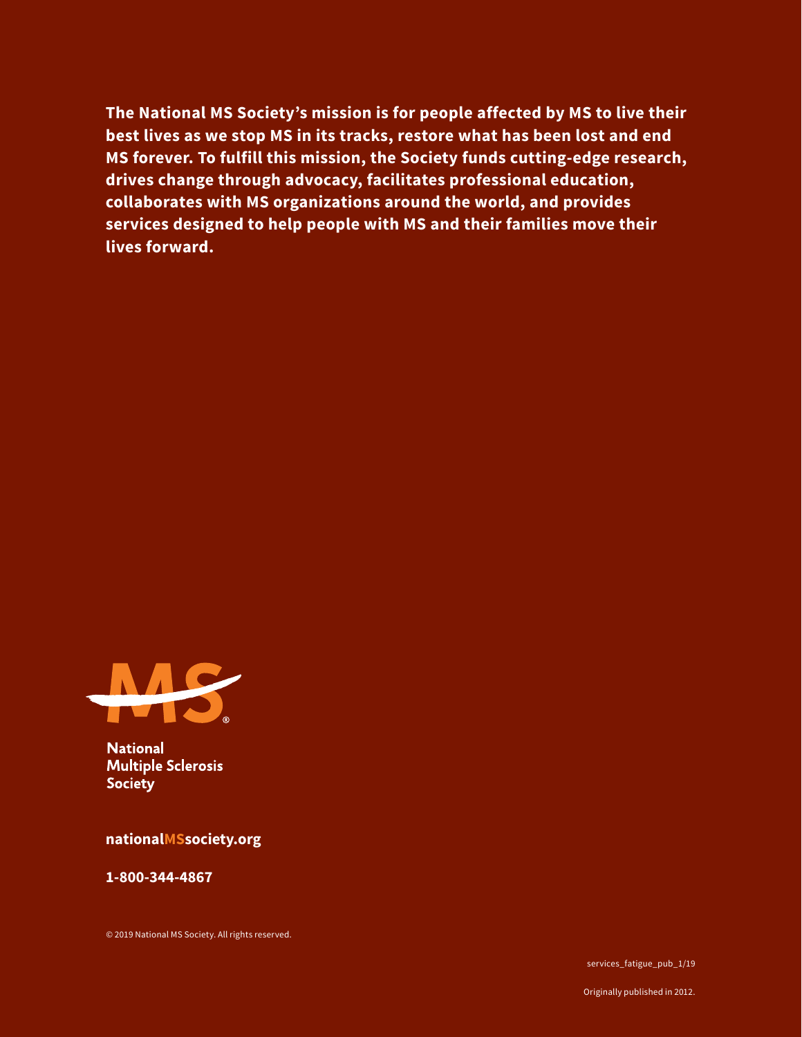**The National MS Society's mission is for people affected by MS to live their best lives as we stop MS in its tracks, restore what has been lost and end MS forever. To fulfill this mission, the Society funds cutting-edge research, drives change through advocacy, facilitates professional education, collaborates with MS organizations around the world, and provides services designed to help people with MS and their families move their lives forward.**

National
Multiple Sclerosis
Society

**nationalMSsociety.org**

**1-800-344-4867**

© 2019 National MS Society. All rights reserved.

services_fatigue_pub_1/19

Originally published in 2012.